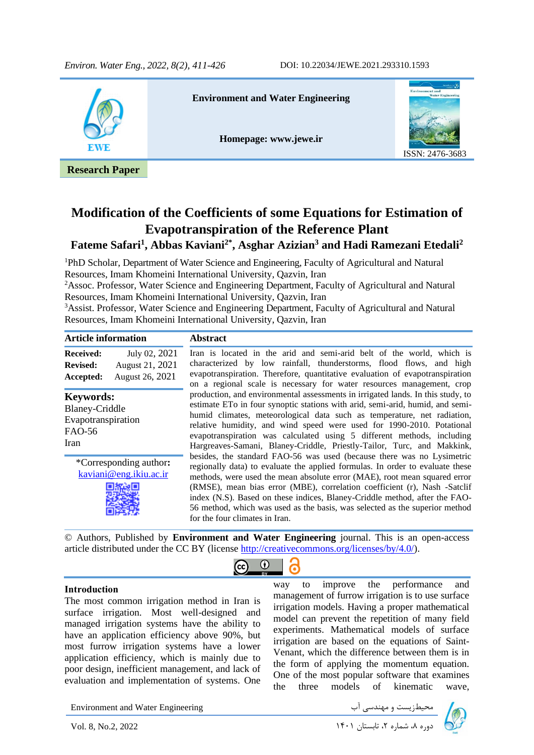Research Paper

# Modification of the Coefficients of some Equations for Estimation of Evapotranspiration of the Reference Plant

**Fateme Safari[1], Abbas Kaviani[2*], Asghar Azizian[3] and Hadi Ramezani Etedali[2]**

[1]PhD Scholar, Department of Water Science and Engineering, Faculty of Agricultural and Natural Resources, Imam Khomeini International University, Qazvin, Iran
[2]Assoc. Professor, Water Science and Engineering Department, Faculty of Agricultural and Natural Resources, Imam Khomeini International University, Qazvin, Iran
[3]Assist. Professor, Water Science and Engineering Department, Faculty of Agricultural and Natural Resources, Imam Khomeini International University, Qazvin, Iran

**Article information**

**Received:** July 02, 2021
**Revised:** August 21, 2021
**Accepted:** August 26, 2021

**Keywords:**
Blaney-Criddle
Evapotranspiration
FAO-56
Iran

*Corresponding author**:** kaviani@eng.ikiu.ac.ir

**Abstract**

Iran is located in the arid and semi-arid belt of the world, which is characterized by low rainfall, thunderstorms, flood flows, and high evapotranspiration. Therefore, quantitative evaluation of evapotranspiration on a regional scale is necessary for water resources management, crop production, and environmental assessments in irrigated lands. In this study, to estimate ETo in four synoptic stations with arid, semi-arid, humid, and semi-humid climates, meteorological data such as temperature, net radiation, relative humidity, and wind speed were used for 1990-2010. Potational evapotranspiration was calculated using 5 different methods, including Hargreaves-Samani, Blaney-Criddle, Priestly-Tailor, Turc, and Makkink, besides, the standard FAO-56 was used (because there was no Lysimetric regionally data) to evaluate the applied formulas. In order to evaluate these methods, were used the mean absolute error (MAE), root mean squared error (RMSE), mean bias error (MBE), correlation coefficient (r), Nash -Satclif index (N.S). Based on these indices, Blaney-Criddle method, after the FAO-56 method, which was used as the basis, was selected as the superior method for the four climates in Iran.

© Authors, Published by **Environment and Water Engineering** journal. This is an open-access article distributed under the CC BY (license http://creativecommons.org/licenses/by/4.0/).

## Introduction

The most common irrigation method in Iran is surface irrigation. Most well-designed and managed irrigation systems have the ability to have an application efficiency above 90%, but most furrow irrigation systems have a lower application efficiency, which is mainly due to poor design, inefficient management, and lack of evaluation and implementation of systems. One way to improve the performance and management of furrow irrigation is to use surface irrigation models. Having a proper mathematical model can prevent the repetition of many field experiments. Mathematical models of surface irrigation are based on the equations of Saint-Venant, which the difference between them is in the form of applying the momentum equation. One of the most popular software that examines the three models of kinematic wave,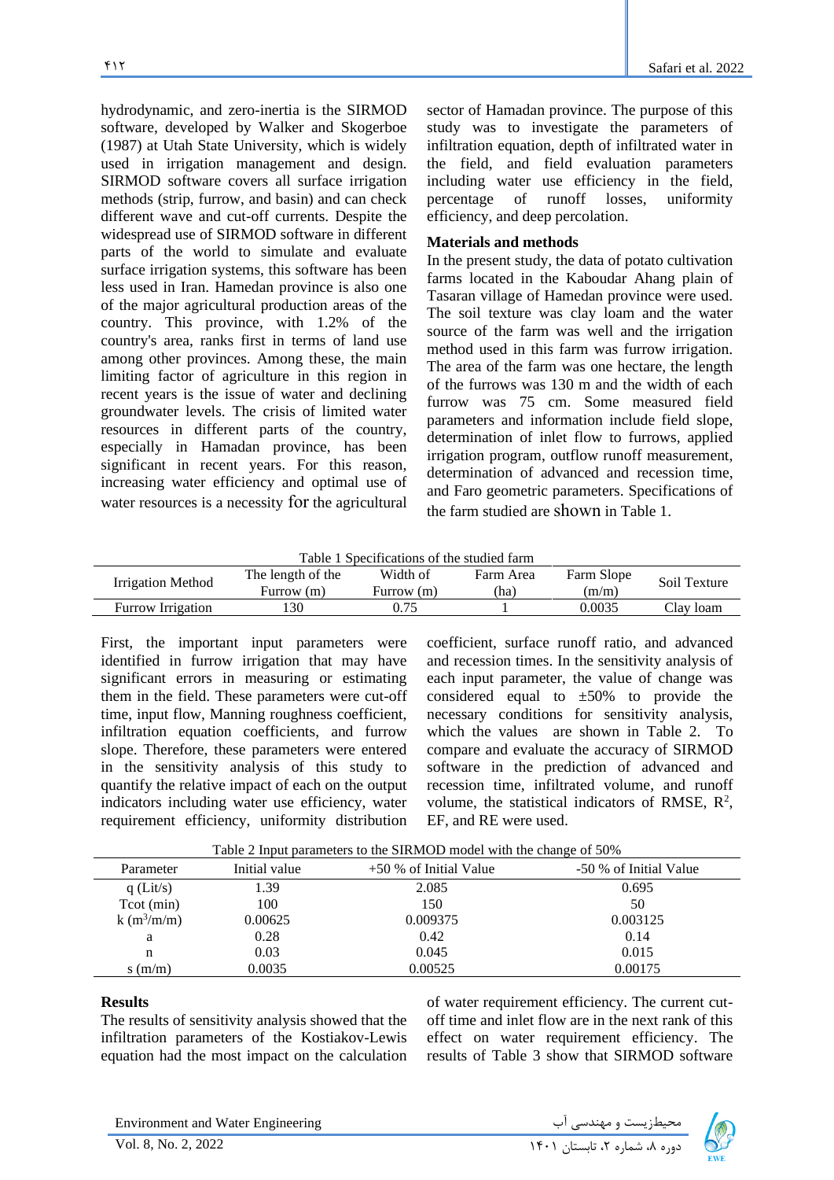hydrodynamic, and zero-inertia is the SIRMOD software, developed by Walker and Skogerboe (1987) at Utah State University, which is widely used in irrigation management and design. SIRMOD software covers all surface irrigation methods (strip, furrow, and basin) and can check different wave and cut-off currents. Despite the widespread use of SIRMOD software in different parts of the world to simulate and evaluate surface irrigation systems, this software has been less used in Iran. Hamedan province is also one of the major agricultural production areas of the country. This province, with 1.2% of the country's area, ranks first in terms of land use among other provinces. Among these, the main limiting factor of agriculture in this region in recent years is the issue of water and declining groundwater levels. The crisis of limited water resources in different parts of the country, especially in Hamedan province, has been significant in recent years. For this reason, increasing water efficiency and optimal use of water resources is a necessity for the agricultural sector of Hamadan province. The purpose of this study was to investigate the parameters of infiltration equation, depth of infiltrated water in the field, and field evaluation parameters including water use efficiency in the field, percentage of runoff losses, uniformity efficiency, and deep percolation.

## Materials and methods

In the present study, the data of potato cultivation farms located in the Kaboudar Ahang plain of Tasaran village of Hamedan province were used. The soil texture was clay loam and the water source of the farm was well and the irrigation method used in this farm was furrow irrigation. The area of the farm was one hectare, the length of the furrows was 130 m and the width of each furrow was 75 cm. Some measured field parameters and information include field slope, determination of inlet flow to furrows, applied irrigation program, outflow runoff measurement, determination of advanced and recession time, and Faro geometric parameters. Specifications of the farm studied are shown in Table 1.

Table 1 Specifications of the studied farm

| Irrigation Method | The length of the Furrow (m) | Width of Furrow (m) | Farm Area (ha) | Farm Slope (m/m) | Soil Texture |
|---|---|---|---|---|---|
| Furrow Irrigation | 130 | 0.75 | 1 | 0.0035 | Clay loam |

First, the important input parameters were identified in furrow irrigation that may have significant errors in measuring or estimating them in the field. These parameters were cut-off time, input flow, Manning roughness coefficient, infiltration equation coefficients, and furrow slope. Therefore, these parameters were entered in the sensitivity analysis of this study to quantify the relative impact of each on the output indicators including water use efficiency, water requirement efficiency, uniformity distribution coefficient, surface runoff ratio, and advanced and recession times. In the sensitivity analysis of each input parameter, the value of change was considered equal to ±50% to provide the necessary conditions for sensitivity analysis, which the values are shown in Table 2. To compare and evaluate the accuracy of SIRMOD software in the prediction of advanced and recession time, infiltrated volume, and runoff volume, the statistical indicators of RMSE, $R^2$, EF, and RE were used.

Table 2 Input parameters to the SIRMOD model with the change of 50%

| Parameter | Initial value | +50 % of Initial Value | -50 % of Initial Value |
|---|---|---|---|
| q (Lit/s) | 1.39 | 2.085 | 0.695 |
| Tcot (min) | 100 | 150 | 50 |
| k ($m^3$/m/m) | 0.00625 | 0.009375 | 0.003125 |
| a | 0.28 | 0.42 | 0.14 |
| n | 0.03 | 0.045 | 0.015 |
| s (m/m) | 0.0035 | 0.00525 | 0.00175 |

## Results

The results of sensitivity analysis showed that the infiltration parameters of the Kostiakov-Lewis equation had the most impact on the calculation of water requirement efficiency. The current cut-off time and inlet flow are in the next rank of this effect on water requirement efficiency. The results of Table 3 show that SIRMOD software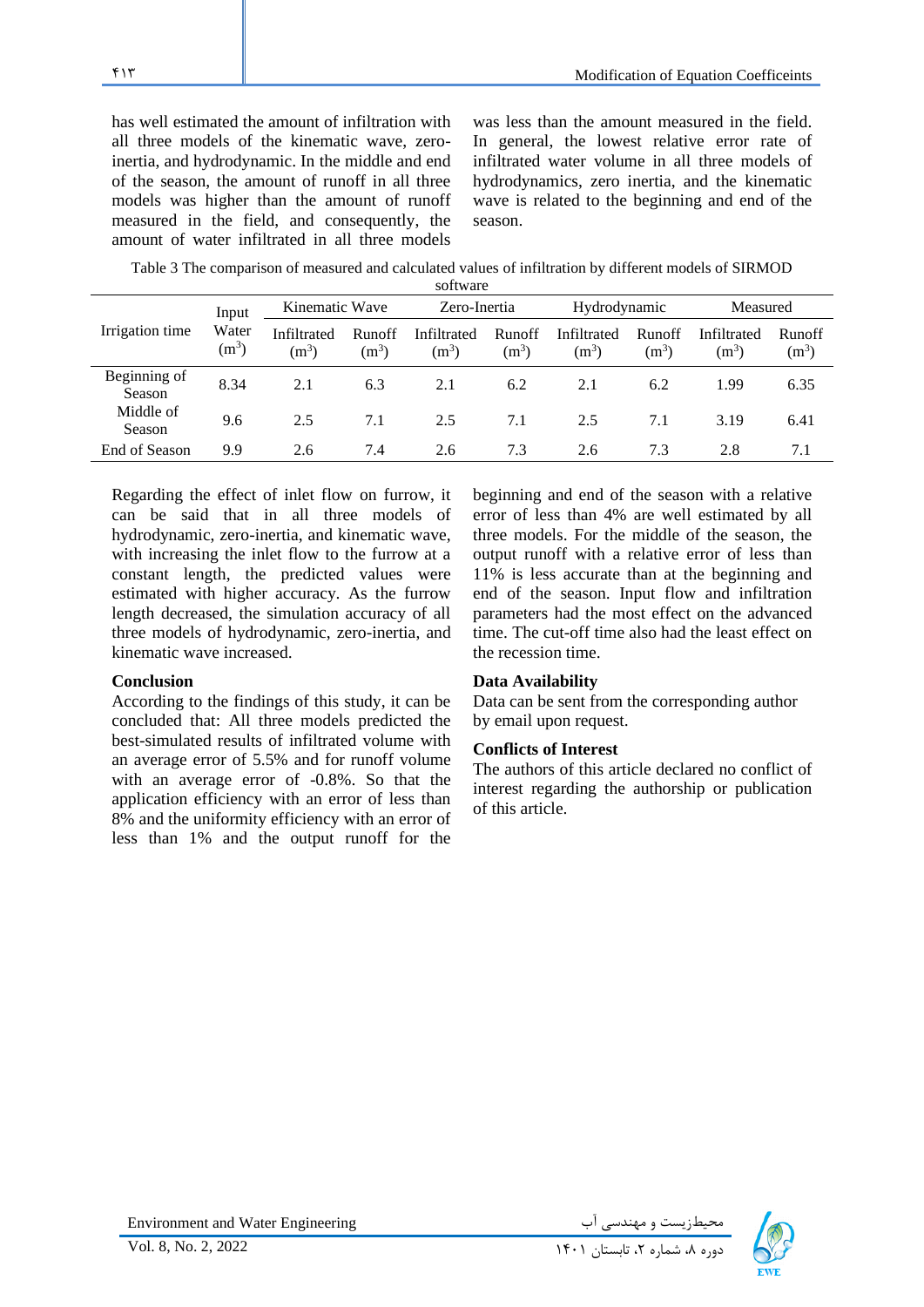has well estimated the amount of infiltration with all three models of the kinematic wave, zero-inertia, and hydrodynamic. In the middle and end of the season, the amount of runoff in all three models was higher than the amount of runoff measured in the field, and consequently, the amount of water infiltrated in all three models was less than the amount measured in the field. In general, the lowest relative error rate of infiltrated water volume in all three models of hydrodynamics, zero inertia, and the kinematic wave is related to the beginning and end of the season.

Table 3 The comparison of measured and calculated values of infiltration by different models of SIRMOD software

| Irrigation time | Input Water ($m^3$) | Kinematic Wave | | Zero-Inertia | | Hydrodynamic | | Measured | |
|---|---|---|---|---|---|---|---|---|---|
| | | Infiltrated ($m^3$) | Runoff ($m^3$) | Infiltrated ($m^3$) | Runoff ($m^3$) | Infiltrated ($m^3$) | Runoff ($m^3$) | Infiltrated ($m^3$) | Runoff ($m^3$) |
| Beginning of Season | 8.34 | 2.1 | 6.3 | 2.1 | 6.2 | 2.1 | 6.2 | 1.99 | 6.35 |
| Middle of Season | 9.6 | 2.5 | 7.1 | 2.5 | 7.1 | 2.5 | 7.1 | 3.19 | 6.41 |
| End of Season | 9.9 | 2.6 | 7.4 | 2.6 | 7.3 | 2.6 | 7.3 | 2.8 | 7.1 |

Regarding the effect of inlet flow on furrow, it can be said that in all three models of hydrodynamic, zero-inertia, and kinematic wave, with increasing the inlet flow to the furrow at a constant length, the predicted values were estimated with higher accuracy. As the furrow length decreased, the simulation accuracy of all three models of hydrodynamic, zero-inertia, and kinematic wave increased.

## Conclusion

According to the findings of this study, it can be concluded that: All three models predicted the best-simulated results of infiltrated volume with an average error of 5.5% and for runoff volume with an average error of -0.8%. So that the application efficiency with an error of less than 8% and the uniformity efficiency with an error of less than 1% and the output runoff for the beginning and end of the season with a relative error of less than 4% are well estimated by all three models. For the middle of the season, the output runoff with a relative error of less than 11% is less accurate than at the beginning and end of the season. Input flow and infiltration parameters had the most effect on the advanced time. The cut-off time also had the least effect on the recession time.

## Data Availability

Data can be sent from the corresponding author by email upon request.

## Conflicts of Interest

The authors of this article declared no conflict of interest regarding the authorship or publication of this article.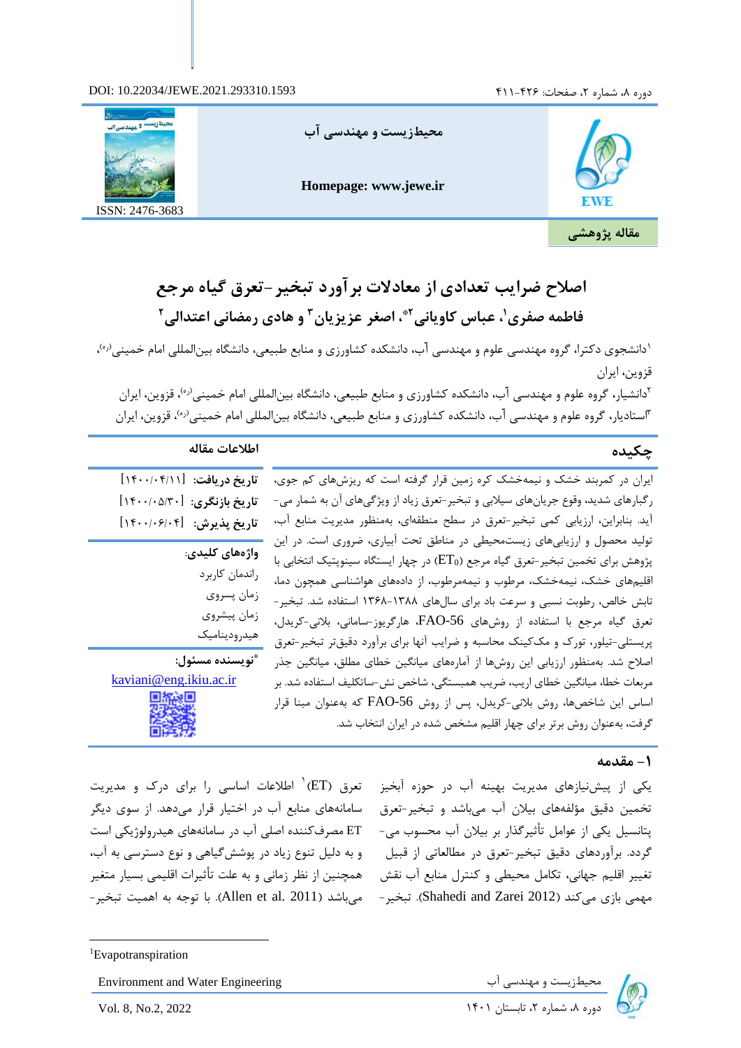DOI: 10.22034/JEWE.2021.293310.1593

محیط‌زیست و مهندسی آب

Homepage: www.jewe.ir

ISSN: 2476-3683

**مقاله پژوهشی**

# اصلاح ضرایب تعدادی از معادلات برآورد تبخیر-تعرق گیاه مرجع

**فاطمه صفری[۱]، عباس کاویانی[۲]*، اصغر عزیزیان[۳] و هادی رمضانی اعتدالی[۲]**

[۱]دانشجوی دکترا، گروه مهندسی علوم و مهندسی آب، دانشکده کشاورزی و منابع طبیعی، دانشگاه بین‌المللی امام خمینی(ره)، قزوین، ایران

[۲]دانشیار، گروه علوم و مهندسی آب، دانشکده کشاورزی و منابع طبیعی، دانشگاه بین‌المللی امام خمینی(ره)، قزوین، ایران

[۳]استادیار، گروه علوم و مهندسی آب، دانشکده کشاورزی و منابع طبیعی، دانشگاه بین‌المللی امام خمینی(ره)، قزوین، ایران

## چکیده

ایران در کمربند خشک و نیمه‌خشک کره زمین قرار گرفته است که ریزش‌های کم جوی، رگبارهای شدید، وقوع جریان‌های سیلابی و تبخیر-تعرق زیاد از ویژگی‌های آن به شمار می‌آید. بنابراین، ارزیابی کمی تبخیر-تعرق در سطح منطقه‌ای، به‌منظور مدیریت منابع آب، تولید محصول و ارزیابی‌های زیست‌محیطی در مناطق تحت آبیاری، ضروری است. در این پژوهش برای تخمین تبخیر-تعرق گیاه مرجع ($ET_0$) در چهار ایستگاه سینوپتیک انتخابی با اقلیم‌های خشک، نیمه‌خشک، مرطوب و نیمه‌مرطوب، از داده‌های هواشناسی همچون دما، تابش خالص، رطوبت نسبی و سرعت باد برای سال‌های ۱۳۸۸-۱۳۶۸ استفاده شد. تبخیر-تعرق گیاه مرجع با استفاده از روش‌های FAO-56، هارگریوز-سامانی، بلانی-کریدل، پریستلی-تیلور، تورک و مک‌کینک محاسبه و ضرایب آنها برای برآورد دقیق‌تر تبخیر-تعرق اصلاح شد. به‌منظور ارزیابی این روش‌ها از آماره‌های میانگین خطای مطلق، میانگین جذر مربعات خطا، میانگین خطای اریب، ضریب همبستگی، شاخص نش-ساتکلیف استفاده شد. بر اساس این شاخص‌ها، روش بلانی-کریدل، پس از روش FAO-56 که به‌عنوان مبنا قرار گرفت، به‌عنوان روش برتر برای چهار اقلیم مشخص شده در ایران انتخاب شد.

## اطلاعات مقاله

**تاریخ دریافت:** [۱۴۰۰/۰۴/۱۱]

**تاریخ بازنگری:** [۱۴۰۰/۰۵/۳۰]

**تاریخ پذیرش:** [۱۴۰۰/۰۶/۰۴]

**واژه‌های کلیدی:**

راندمان کاربرد

زمان پسروی

زمان پیشروی

هیدرودینامیک

***نویسنده مسئول:**

kaviani@eng.ikiu.ac.ir

## ۱- مقدمه

یکی از پیش‌نیازهای مدیریت بهینه آب در حوزه آبخیز تخمین دقیق مؤلفه‌های بیلان آب می‌باشد و تبخیر-تعرق پتانسیل یکی از عوامل تأثیرگذار بر بیلان آب محسوب می‌گردد. برآوردهای دقیق تبخیر-تعرق در مطالعاتی از قبیل تغییر اقلیم جهانی، تکامل محیطی و کنترل منابع آب نقش مهمی بازی می‌کند (Shahedi and Zarei 2012). تبخیر-تعرق (ET)[۱] اطلاعات اساسی را برای درک و مدیریت سامانه‌های منابع آب در اختیار قرار می‌دهد. از سوی دیگر ET مصرف‌کننده اصلی آب در سامانه‌های هیدرولوژیکی است و به دلیل تنوع زیاد در پوشش‌گیاهی و نوع دسترسی به آب، همچنین از نظر زمانی و به علت تأثیرات اقلیمی بسیار متغیر می‌باشد (Allen et al. 2011). با توجه به اهمیت تبخیر-

---

[۱]Evapotranspiration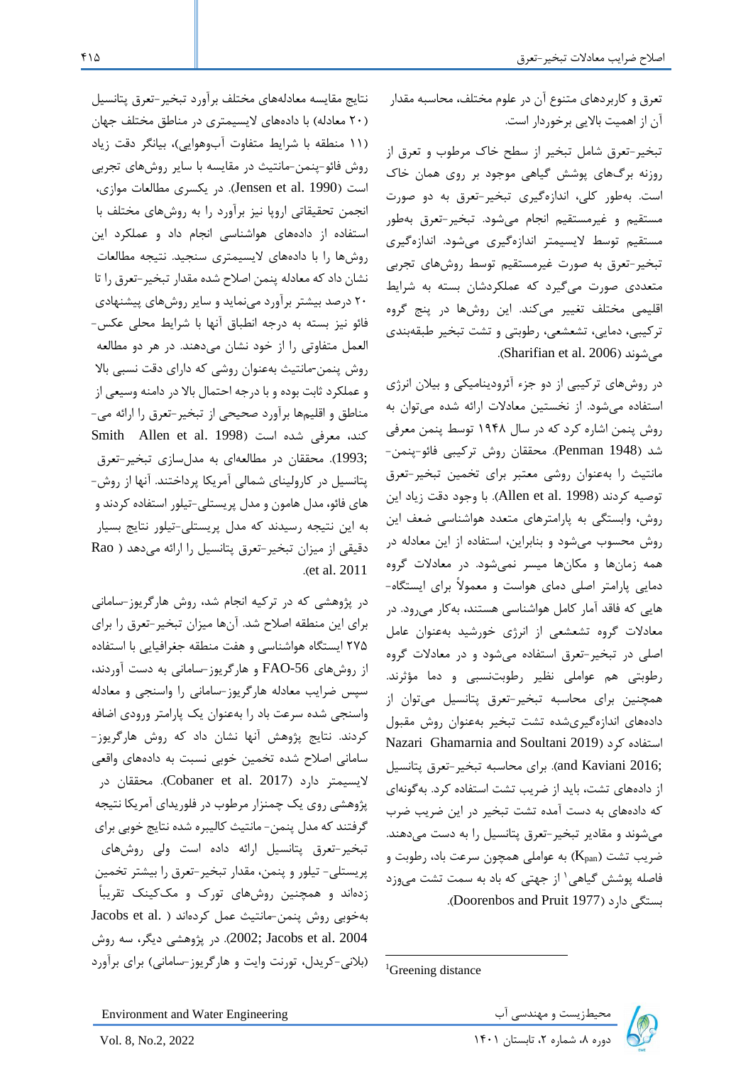تعرق و کاربردهای متنوع آن در علوم مختلف، محاسبه مقدار آن از اهمیت بالایی برخوردار است.

تبخیر-تعرق شامل تبخیر از سطح خاک مرطوب و تعرق از روزنه برگ‌های پوشش گیاهی موجود بر روی همان خاک است. به‌طور کلی، اندازه‌گیری تبخیر-تعرق به دو صورت مستقیم و غیرمستقیم انجام می‌شود. تبخیر-تعرق به‌طور مستقیم توسط لایسیمتر اندازه‌گیری می‌شود. اندازه‌گیری تبخیر-تعرق به صورت غیرمستقیم توسط روش‌های تجربی متعددی صورت می‌گیرد که عملکردشان بسته به شرایط اقلیمی مختلف تغییر می‌کند. این روش‌ها در پنج گروه ترکیبی، دمایی، تشعشعی، رطوبتی و تشت تبخیر طبقه‌بندی می‌شوند (Sharifian et al. 2006).

در روش‌های ترکیبی از دو جزء آئرودینامیکی و بیلان انرژی استفاده می‌شود. از نخستین معادلات ارائه شده می‌توان به روش پنمن اشاره کرد که در سال ۱۹۴۸ توسط پنمن معرفی شد (Penman 1948). محققان روش ترکیبی فائو-پنمن-مانتیث را به‌عنوان روشی معتبر برای تخمین تبخیر-تعرق توصیه کردند (Allen et al. 1998). با وجود دقت زیاد این روش، وابستگی به پارامترهای متعدد هواشناسی ضعف این روش محسوب می‌شود و بنابراین، استفاده از این معادله در همه زمان‌ها و مکان‌ها میسر نمی‌شود. در معادلات گروه دمایی پارامتر اصلی دمای هواست و معمولاً برای ایستگاه‌هایی که فاقد آمار کامل هواشناسی هستند، به‌کار می‌رود. در معادلات گروه تشعشعی از انرژی خورشید به‌عنوان عامل اصلی در تبخیر-تعرق استفاده می‌شود و در معادلات گروه رطوبتی هم عواملی نظیر رطوبت‌نسبی و دما مؤثرند. همچنین برای محاسبه تبخیر-تعرق پتانسیل می‌توان از داده‌های اندازه‌گیری‌شده تشت تبخیر به‌عنوان روش مقبول استفاده کرد (Nazari Ghamarnia and Soultani 2019; and Kaviani 2016). برای محاسبه تبخیر-تعرق پتانسیل از داده‌های تشت، باید از ضریب تشت استفاده کرد. به‌گونه‌ای که داده‌های به دست آمده تشت تبخیر در این ضریب ضرب می‌شوند و مقادیر تبخیر-تعرق پتانسیل را به دست می‌دهند. ضریب تشت ($K_{pan}$) به عواملی همچون سرعت باد، رطوبت و فاصله پوشش گیاهی[1] از جهتی که باد به سمت تشت می‌وزد بستگی دارد (Doorenbos and Pruit 1977).

نتایج مقایسه معادله‌های مختلف برآورد تبخیر-تعرق پتانسیل (۲۰ معادله) با داده‌های لایسیمتری در مناطق مختلف جهان (۱۱ منطقه با شرایط متفاوت آب‌وهوایی)، بیانگر دقت زیاد روش فائو-پنمن-مانتیث در مقایسه با سایر روش‌های تجربی است (Jensen et al. 1990). در یکسری مطالعات موازی، انجمن تحقیقاتی اروپا نیز برآورد را به روش‌های مختلف با استفاده از داده‌های هواشناسی انجام داد و عملکرد این روش‌ها را با داده‌های لایسیمتری سنجید. نتیجه مطالعات نشان داد که معادله پنمن اصلاح شده مقدار تبخیر-تعرق را تا ۲۰ درصد بیشتر برآورد می‌نماید و سایر روش‌های پیشنهادی فائو نیز بسته به درجه انطباق آنها با شرایط محلی عکس‌العمل متفاوتی را از خود نشان می‌دهند. در هر دو مطالعه روش پنمن-مانتیث به‌عنوان روشی که دارای دقت نسبی بالا و عملکرد ثابت بوده و با درجه احتمال بالا در دامنه وسیعی از مناطق و اقلیم‌ها برآورد صحیحی از تبخیر-تعرق را ارائه می‌کند، معرفی شده است (Allen et al. 1998 Smith 1993;). محققان در مطالعه‌ای به مدل‌سازی تبخیر-تعرق پتانسیل در کارولینای شمالی آمریکا پرداختند. آنها از روش‌های فائو، مدل هامون و مدل پریستلی-تیلور استفاده کردند و به این نتیجه رسیدند که مدل پریستلی-تیلور نتایج بسیار دقیقی از میزان تبخیر-تعرق پتانسیل را ارائه می‌دهد (Rao et al. 2011).

در پژوهشی که در ترکیه انجام شد، روش هارگریوز-سامانی برای این منطقه اصلاح شد. آن‌ها میزان تبخیر-تعرق را برای ۲۷۵ ایستگاه هواشناسی و هفت منطقه جغرافیایی با استفاده از روش‌های FAO-56 و هارگریوز-سامانی به دست آوردند، سپس ضرایب معادله هارگریوز-سامانی را واسنجی و معادله واسنجی شده سرعت باد را به‌عنوان یک پارامتر ورودی اضافه کردند. نتایج پژوهش آنها نشان داد که روش هارگریوز-سامانی اصلاح شده تخمین خوبی نسبت به داده‌های واقعی لایسیمتر دارد (Cobaner et al. 2017). محققان در پژوهشی روی یک چمنزار مرطوب در فلوریدای آمریکا نتیجه گرفتند که مدل پنمن-مانتیث کالیبره شده نتایج خوبی برای تبخیر-تعرق پتانسیل ارائه داده است ولی روش‌های پریستلی-تیلور و پنمن، مقدار تبخیر-تعرق را بیشتر تخمین زده‌اند و همچنین روش‌های تورک و مک‌کینک تقریباً به‌خوبی روش پنمن-مانتیث عمل کرده‌اند (Jacobs et al. 2002; Jacobs et al. 2004). در پژوهشی دیگر، سه روش (بلانی-کریدل، تورنت وایت و هارگریوز-سامانی) برای برآورد

[1] Greening distance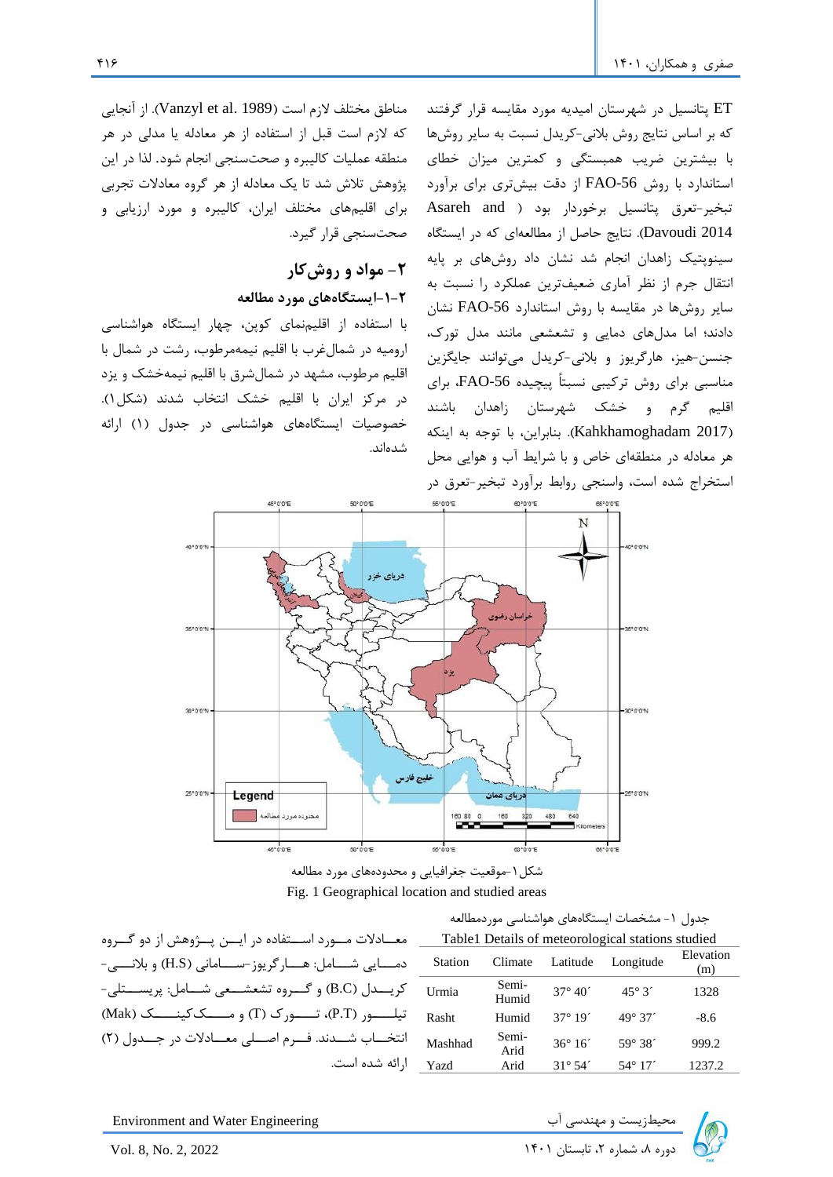ET پتانسیل در شهرستان امیدیه مورد مقایسه قرار گرفتند که بر اساس نتایج روش بلانی-کریدل نسبت به سایر روش‌ها با بیشترین ضریب همبستگی و کمترین میزان خطای استاندارد با روش FAO-56 از دقت بیش‌تری برای برآورد تبخیر-تعرق پتانسیل برخوردار بود (Asareh and Davoudi 2014). نتایج حاصل از مطالعه‌ای که در ایستگاه سینوپتیک زاهدان انجام شد نشان داد روش‌های بر پایه انتقال جرم از نظر آماری ضعیف‌ترین عملکرد را نسبت به سایر روش‌ها در مقایسه با روش استاندارد FAO-56 نشان دادند؛ اما مدل‌های دمایی و تشعشعی مانند مدل تورک، جنسن-هیز، هارگریوز و بلانی-کریدل می‌توانند جایگزین مناسبی برای روش ترکیبی نسبتاً پیچیده FAO-56، برای اقلیم گرم و خشک شهرستان زاهدان باشند (Kahkhamoghadam 2017). بنابراین، با توجه به اینکه هر معادله در منطقه‌ای خاص و با شرایط آب و هوایی محل استخراج شده است، واسنجی روابط برآورد تبخیر-تعرق در مناطق مختلف لازم است (Vanzyl et al. 1989). از آنجایی که لازم است قبل از استفاده از هر معادله یا مدلی در هر منطقه عملیات کالیبره و صحت‌سنجی انجام شود. لذا در این پژوهش تلاش شد تا یک معادله از هر گروه معادلات تجربی برای اقلیم‌های مختلف ایران، کالیبره و مورد ارزیابی و صحت‌سنجی قرار گیرد.

## ۲- مواد و روش‌کار

### ۲-۱-ایستگاه‌های مورد مطالعه

با استفاده از اقلیم‌نمای کوپن، چهار ایستگاه هواشناسی ارومیه در شمال‌غرب با اقلیم نیمه‌مرطوب، رشت در شمال با اقلیم مرطوب، مشهد در شمال‌شرق با اقلیم نیمه‌خشک و یزد در مرکز ایران با اقلیم خشک انتخاب شدند (شکل۱). خصوصیات ایستگاه‌های هواشناسی در جدول (۱) ارائه شده‌اند.

شکل ۱-موقعیت جغرافیایی و محدوده‌های مورد مطالعه

Fig. 1 Geographical location and studied areas

جدول ۱- مشخصات ایستگاه‌های هواشناسی موردمطالعه

Table1 Details of meteorological stations studied

| Station | Climate | Latitude | Longitude | Elevation (m) |
|---|---|---|---|---|
| Urmia | Semi-Humid | 37° 40´ | 45° 3´ | 1328 |
| Rasht | Humid | 37° 19´ | 49° 37´ | -8.6 |
| Mashhad | Semi-Arid | 36° 16´ | 59° 38´ | 999.2 |
| Yazd | Arid | 31° 54´ | 54° 17´ | 1237.2 |

معادلات مورد استفاده در این پژوهش از دو گروه دمایی شامل: هارگریوز-سامانی (H.S) و بلانی-کریدل (B.C) و گروه تشعشعی شامل: پریستلی-تیلور (P.T)، تورک (T) و مک‌کینک (Mak) انتخاب شدند. فرم اصلی معادلات در جدول (۲) ارائه شده است.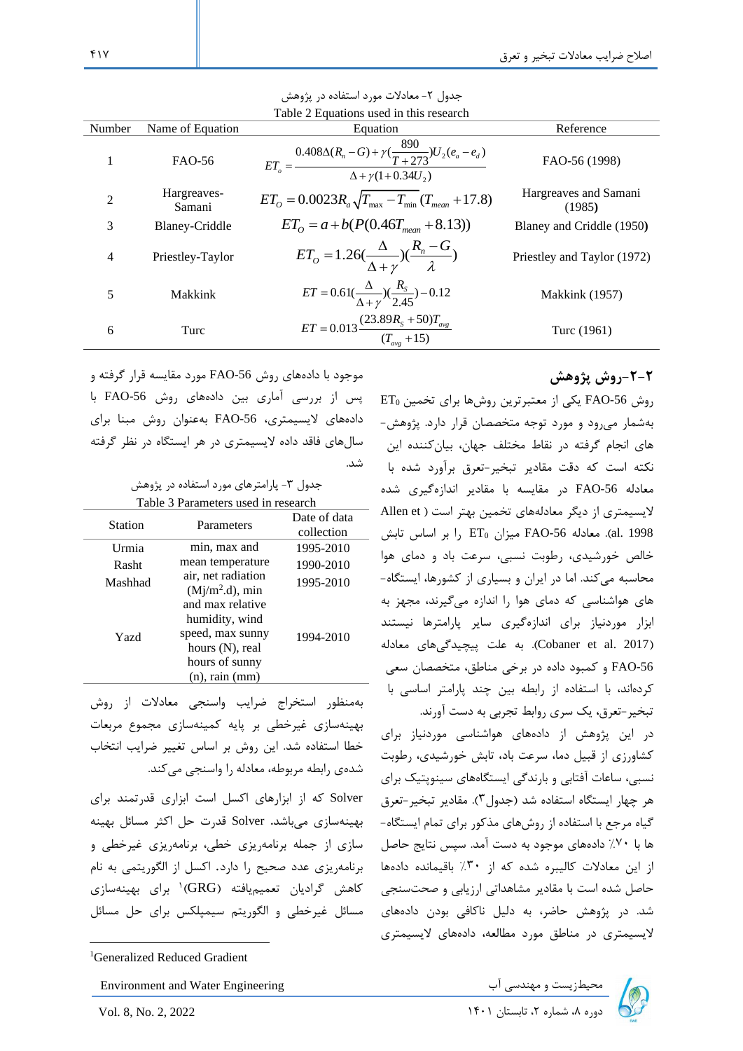جدول ۲- معادلات مورد استفاده در پژوهش

Table 2 Equations used in this research

| Number | Name of Equation | Equation | Reference |
|---|---|---|---|
| 1 | FAO-56 | $ET_o = \frac{0.408\Delta(R_n - G) + \gamma(\frac{890}{T+273})U_2(e_a - e_d)}{\Delta + \gamma(1+0.34U_2)}$ | FAO-56 (1998) |
| 2 | Hargreaves-Samani | $ET_O = 0.0023R_a\sqrt{T_{max} - T_{min}}(T_{mean} + 17.8)$ | Hargreaves and Samani (1985) |
| 3 | Blaney-Criddle | $ET_O = a + b(P(0.46T_{mean} + 8.13))$ | Blaney and Criddle (1950) |
| 4 | Priestley-Taylor | $ET_O = 1.26(\frac{\Delta}{\Delta+\gamma})(\frac{R_n - G}{\lambda})$ | Priestley and Taylor (1972) |
| 5 | Makkink | $ET = 0.61(\frac{\Delta}{\Delta+\gamma})(\frac{R_S}{2.45}) - 0.12$ | Makkink (1957) |
| 6 | Turc | $ET = 0.013\frac{(23.89R_S + 50)T_{avg}}{(T_{avg} + 15)}$ | Turc (1961) |

## ۲-۲-روش پژوهش

روش FAO-56 یکی از معتبرترین روش‌ها برای تخمین $ET_0$ به‌شمار می‌رود و مورد توجه متخصصان قرار دارد. پژوهش‌های انجام گرفته در نقاط مختلف جهان، بیان‌کننده این نکته است که دقت مقادیر تبخیر-تعرق برآورد شده با معادله FAO-56 در مقایسه با مقادیر اندازه‌گیری شده لایسیمتری از دیگر معادله‌های تخمین بهتر است (Allen et al. 1998). معادله FAO-56 میزان $ET_0$ را بر اساس تابش خالص خورشیدی، رطوبت نسبی، سرعت باد و دمای هوا محاسبه می‌کند. اما در ایران و بسیاری از کشورها، ایستگاه‌های هواشناسی که دمای هوا را اندازه می‌گیرند، مجهز به ابزار موردنیاز برای اندازه‌گیری سایر پارامترها نیستند (Cobaner et al. 2017). به علت پیچیدگی‌های معادله FAO-56 و کمبود داده در برخی مناطق، متخصصان سعی کرده‌اند، با استفاده از رابطه بین چند پارامتر اساسی با تبخیر-تعرق، یک سری روابط تجربی به دست آورند.

در این پژوهش از داده‌های هواشناسی موردنیاز برای کشاورزی از قبیل دما، سرعت باد، تابش خورشیدی، رطوبت نسبی، ساعات آفتابی و بارندگی ایستگاه‌های سینوپتیک برای هر چهار ایستگاه استفاده شد (جدول۳). مقادیر تبخیر-تعرق گیاه مرجع با استفاده از روش‌های مذکور برای تمام ایستگاه‌ها با ۷۰٪ داده‌های موجود به دست آمد. سپس نتایج حاصل از این معادلات کالیبره شده که از ۳۰٪ باقیمانده داده‌ها حاصل شده است با مقادیر مشاهداتی ارزیابی و صحت‌سنجی شد. در پژوهش حاضر، به دلیل ناکافی بودن داده‌های لایسیمتری در مناطق مورد مطالعه، داده‌های لایسیمتری موجود با داده‌های روش FAO-56 مورد مقایسه قرار گرفته و پس از بررسی آماری بین داده‌های روش FAO-56 با داده‌های لایسیمتری، FAO-56 به‌عنوان روش مبنا برای سال‌های فاقد داده لایسیمتری در هر ایستگاه در نظر گرفته شد.

جدول ۳- پارامترهای مورد استفاده در پژوهش

Table 3 Parameters used in research

| Station | Parameters | Date of data collection |
|---|---|---|
| Urmia | min, max and mean temperature air, net radiation (Mj/m$^2$.d), min and max relative humidity, wind speed, max sunny hours (N), real hours of sunny (n), rain (mm) | 1995-2010 |
| Rasht | | 1990-2010 |
| Mashhad | | 1995-2010 |
| Yazd | | 1994-2010 |

به‌منظور استخراج ضرایب واسنجی معادلات از روش بهینه‌سازی غیرخطی بر پایه کمینه‌سازی مجموع مربعات خطا استفاده شد. این روش بر اساس تغییر ضرایب انتخاب شده‌ی رابطه مربوطه، معادله را واسنجی می‌کند.

Solver که از ابزارهای اکسل است ابزاری قدرتمند برای بهینه‌سازی می‌باشد. Solver قدرت حل اکثر مسائل بهینه سازی از جمله برنامه‌ریزی خطی، برنامه‌ریزی غیرخطی و برنامه‌ریزی عدد صحیح را دارد. اکسل از الگوریتمی به نام کاهش گرادیان تعمیم‌یافته (GRG)[1] برای بهینه‌سازی مسائل غیرخطی و الگوریتم سیمپلکس برای حل مسائل

[1]Generalized Reduced Gradient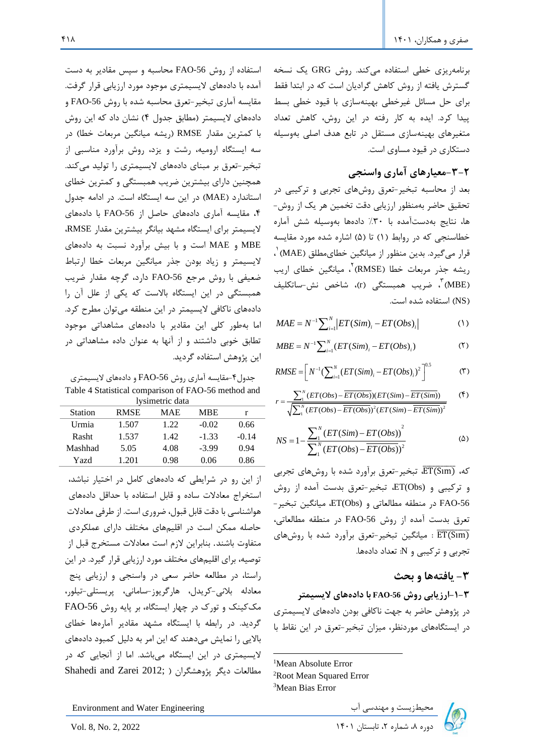برنامه‌ریزی خطی استفاده می‌کند. روش GRG یک نسخه گسترش یافته از روش کاهش گرادیان است که در ابتدا فقط برای حل مسائل غیرخطی بهینه‌سازی با قیود خطی بسط پیدا کرد. ایده به کار رفته در این روش، کاهش تعداد متغیرهای بهینه‌سازی مستقل در تابع هدف اصلی به‌وسیله دستکاری در قیود مساوی است.

## ۲-۳-معیارهای آماری واسنجی

بعد از محاسبه تبخیر-تعرق روش‌های تجربی و ترکیبی در تحقیق حاضر به‌منظور ارزیابی دقت تخمین هر یک از روش-ها، نتایج بدست‌آمده با ۳۰٪ داده‌ها به‌وسیله شش آماره خطاسنجی که در روابط (۱) تا (۵) اشاره شده مورد مقایسه قرار می‌گیرد. بدین منظور از میانگین خطای‌مطلق (MAE)[1]، ریشه جذر مربعات خطا (RMSE)[2]، میانگین خطای اریب (MBE)[3]، ضریب همبستگی (r)، شاخص نش-ساتکلیف (NS) استفاده شده است.

$$MAE = N^{-1}\sum_{i=1}^{N}\left|ET(Sim)_i - ET(Obs)_i\right| \quad (۱)$$

$$MBE = N^{-1}\sum_{i=1}^{N}(ET(Sim)_i - ET(Obs)_i) \quad (۲)$$

$$RMSE = \left[N^{-1}\left(\sum_{i=1}^{N}(ET(Sim)_i - ET(Obs)_i)^2\right)\right]^{0.5} \quad (۳)$$

$$r = \frac{\sum_{1}^{N}(ET(Obs)-\overline{ET(Obs)})(ET(Sim)-\overline{ET(Sim)})}{\sqrt{\sum_{1}^{N}(ET(Obs)-\overline{ET(Obs)})^2(ET(Sim)-\overline{ET(Sim)})^2}} \quad (۴)$$

$$NS = 1-\frac{\sum_{1}^{N}(ET(Sim)-ET(Obs))^2}{\sum_{1}^{N}(ET(Obs)-\overline{ET(Obs)})^2} \quad (۵)$$

که، $\overline{ET(Sim)}$، تبخیر-تعرق برآورد شده با روش‌های تجربی و ترکیبی و ET(Obs)، تبخیر-تعرق بدست آمده از روش FAO-56 در منطقه مطالعاتی و ET(Obs)، میانگین تبخیر-تعرق بدست آمده از روش FAO-56 در منطقه مطالعاتی، $\overline{ET(Sim)}$ : میانگین تبخیر-تعرق برآورد شده با روش‌های تجربی و ترکیبی و N: تعداد داده‌ها.

# ۳- یافته‌ها و بحث

## ۳-۱-ارزیابی روش FAO-56 با داده‌های لایسیمتر

در پژوهش حاضر به جهت ناکافی بودن داده‌های لایسیمتری در ایستگاه‌های موردنظر، میزان تبخیر-تعرق در این نقاط با استفاده از روش FAO-56 محاسبه و سپس مقادیر به دست آمده با داده‌های لایسیمتری موجود مورد ارزیابی قرار گرفت. مقایسه آماری تبخیر-تعرق محاسبه شده با روش FAO-56 و داده‌های لایسیمتر (مطابق جدول ۴) نشان داد که این روش با کمترین مقدار RMSE (ریشه میانگین مربعات خطا) در سه ایستگاه ارومیه، رشت و یزد، روش برآورد مناسبی از تبخیر-تعرق بر مبنای داده‌های لایسیمتری را تولید می‌کند. همچنین دارای بیشترین ضریب همبستگی و کمترین خطای استاندارد (MAE) در این سه ایستگاه است. در ادامه جدول ۴، مقایسه آماری داده‌های حاصل از FAO-56 با داده‌های لایسیمتر برای ایستگاه مشهد بیانگر بیشترین مقدار RMSE، MBE و MAE است و با بیش برآورد نسبت به داده‌های لایسیمتر و زیاد بودن جذر میانگین مربعات خطا ارتباط ضعیفی با روش مرجع FAO-56 دارد، گرچه مقدار ضریب همبستگی در این ایستگاه بالاست که یکی از علل آن را داده‌های ناکافی لایسیمتر در این منطقه می‌توان مطرح کرد. اما به‌طور کلی این مقادیر با داده‌های مشاهداتی موجود تطابق خوبی داشتند و از آنها به عنوان داده مشاهداتی در این پژوهش استفاده گردید.

جدول۴-مقایسه آماری روش FAO-56 و داده‌های لایسیمتری

Table 4 Statistical comparison of FAO-56 method and lysimetric data

| Station | RMSE | MAE | MBE | r |
|---|---|---|---|---|
| Urmia | 1.507 | 1.22 | -0.02 | 0.66 |
| Rasht | 1.537 | 1.42 | -1.33 | -0.14 |
| Mashhad | 5.05 | 4.08 | -3.99 | 0.94 |
| Yazd | 1.201 | 0.98 | 0.06 | 0.86 |

از این رو در شرایطی که داده‌های کامل در اختیار نباشد، استخراج معادلات ساده و قابل استفاده با حداقل داده‌های هواشناسی با دقت قابل قبول، ضروری است. از طرفی معادلات حاصله ممکن است در اقلیم‌های مختلف دارای عملکردی متفاوت باشند. بنابراین لازم است معادلات مستخرج قبل از توصیه، برای اقلیم‌های مختلف مورد ارزیابی قرار گیرد. در این راستا، در مطالعه حاضر سعی در واسنجی و ارزیابی پنج معادله بلانی-کریدل، هارگریوز-سامانی، پریستلی-تیلور، مک‌کینک و تورک در چهار ایستگاه، بر پایه روش FAO-56 گردید. در رابطه با ایستگاه مشهد مقادیر آماره‌ها خطای بالایی را نمایش می‌دهند که این امر به دلیل کمبود داده‌های لایسیمتری در این ایستگاه می‌باشد. اما از آنجایی که در مطالعات دیگر پژوهشگران ( ;Shahedi and Zarei 2012

---

[1] Mean Absolute Error

[2] Root Mean Squared Error

[3] Mean Bias Error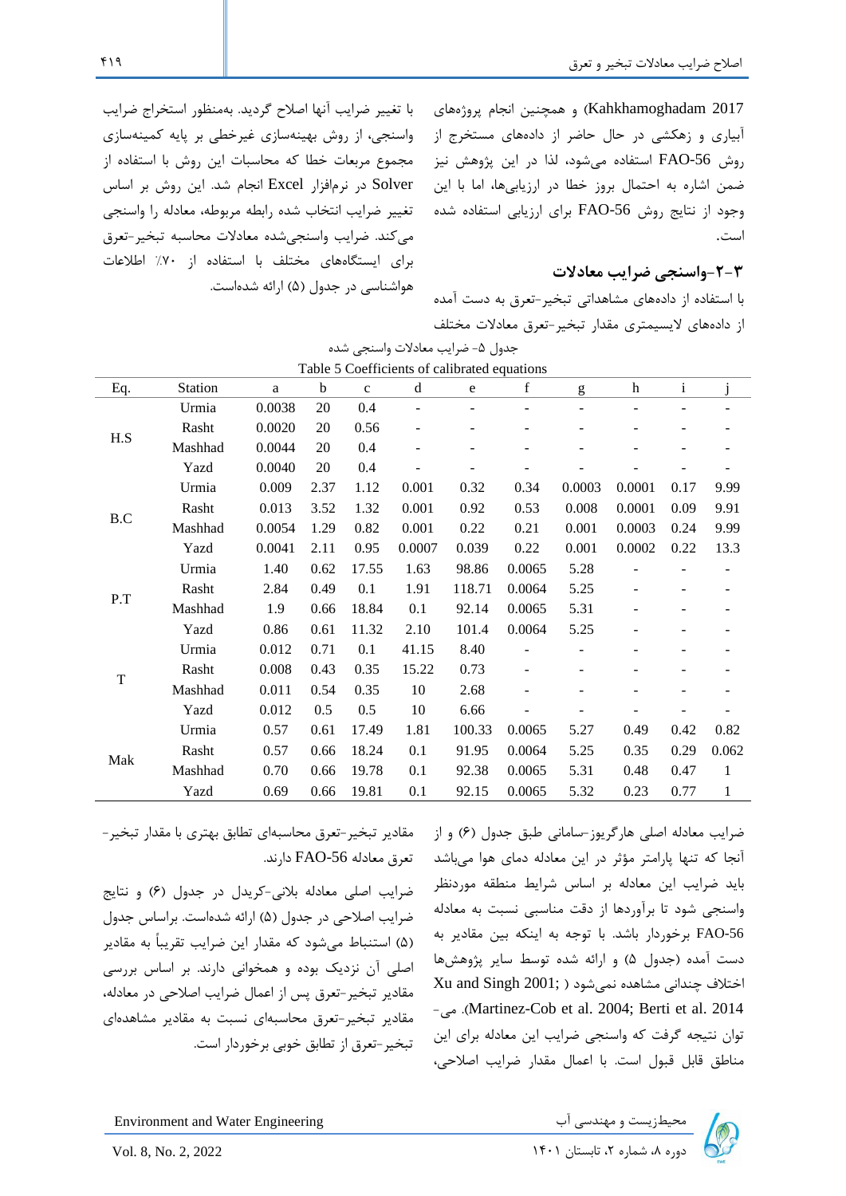(Kahkhamoghadam 2017) و همچنین انجام پروژه‌های آبیاری و زهکشی در حال حاضر از داده‌های مستخرج از روش FAO-56 استفاده می‌شود، لذا در این پژوهش نیز ضمن اشاره به احتمال بروز خطا در ارزیابی‌ها، اما با این وجود از نتایج روش FAO-56 برای ارزیابی استفاده شده است.

### ۳-۲-واسنجی ضرایب معادلات

با استفاده از داده‌های مشاهداتی تبخیر-تعرق به دست آمده از داده‌های لایسیمتری مقدار تبخیر-تعرق معادلات مختلف با تغییر ضرایب آنها اصلاح گردید. به‌منظور استخراج ضرایب واسنجی، از روش بهینه‌سازی غیرخطی بر پایه کمینه‌سازی مجموع مربعات خطا که محاسبات این روش با استفاده از Solver در نرم‌افزار Excel انجام شد. این روش بر اساس تغییر ضرایب انتخاب شده رابطه مربوطه، معادله را واسنجی می‌کند. ضرایب واسنجی‌شده معادلات محاسبه تبخیر-تعرق برای ایستگاه‌های مختلف با استفاده از ۷۰٪ اطلاعات هواشناسی در جدول (۵) ارائه شده‌است.

جدول ۵- ضرایب معادلات واسنجی شده

Table 5 Coefficients of calibrated equations

| Eq. | Station | a | b | c | d | e | f | g | h | i | j |
|---|---|---|---|---|---|---|---|---|---|---|---|
| H.S | Urmia | 0.0038 | 20 | 0.4 | - | - | - | - | - | - | - |
| | Rasht | 0.0020 | 20 | 0.56 | - | - | - | - | - | - | - |
| | Mashhad | 0.0044 | 20 | 0.4 | - | - | - | - | - | - | - |
| | Yazd | 0.0040 | 20 | 0.4 | - | - | - | - | - | - | - |
| B.C | Urmia | 0.009 | 2.37 | 1.12 | 0.001 | 0.32 | 0.34 | 0.0003 | 0.0001 | 0.17 | 9.99 |
| | Rasht | 0.013 | 3.52 | 1.32 | 0.001 | 0.92 | 0.53 | 0.008 | 0.0001 | 0.09 | 9.91 |
| | Mashhad | 0.0054 | 1.29 | 0.82 | 0.001 | 0.22 | 0.21 | 0.001 | 0.0003 | 0.24 | 9.99 |
| | Yazd | 0.0041 | 2.11 | 0.95 | 0.0007 | 0.039 | 0.22 | 0.001 | 0.0002 | 0.22 | 13.3 |
| P.T | Urmia | 1.40 | 0.62 | 17.55 | 1.63 | 98.86 | 0.0065 | 5.28 | - | - | - |
| | Rasht | 2.84 | 0.49 | 0.1 | 1.91 | 118.71 | 0.0064 | 5.25 | - | - | - |
| | Mashhad | 1.9 | 0.66 | 18.84 | 0.1 | 92.14 | 0.0065 | 5.31 | - | - | - |
| | Yazd | 0.86 | 0.61 | 11.32 | 2.10 | 101.4 | 0.0064 | 5.25 | - | - | - |
| T | Urmia | 0.012 | 0.71 | 0.1 | 41.15 | 8.40 | - | - | - | - | - |
| | Rasht | 0.008 | 0.43 | 0.35 | 15.22 | 0.73 | - | - | - | - | - |
| | Mashhad | 0.011 | 0.54 | 0.35 | 10 | 2.68 | - | - | - | - | - |
| | Yazd | 0.012 | 0.5 | 0.5 | 10 | 6.66 | - | - | - | - | - |
| Mak | Urmia | 0.57 | 0.61 | 17.49 | 1.81 | 100.33 | 0.0065 | 5.27 | 0.49 | 0.42 | 0.82 |
| | Rasht | 0.57 | 0.66 | 18.24 | 0.1 | 91.95 | 0.0064 | 5.25 | 0.35 | 0.29 | 0.062 |
| | Mashhad | 0.70 | 0.66 | 19.78 | 0.1 | 92.38 | 0.0065 | 5.31 | 0.48 | 0.47 | 1 |
| | Yazd | 0.69 | 0.66 | 19.81 | 0.1 | 92.15 | 0.0065 | 5.32 | 0.23 | 0.77 | 1 |

ضرایب معادله اصلی هارگریوز-سامانی طبق جدول (۶) و از آنجا که تنها پارامتر مؤثر در این معادله دمای هوا می‌باشد باید ضرایب این معادله بر اساس شرایط منطقه موردنظر واسنجی شود تا برآوردها از دقت مناسبی نسبت به معادله FAO-56 برخوردار باشد. با توجه به اینکه بین مقادیر به دست آمده (جدول ۵) و ارائه شده توسط سایر پژوهش‌ها اختلاف چندانی مشاهده نمی‌شود (Xu and Singh 2001; Martinez-Cob et al. 2004; Berti et al. 2014). می‌توان نتیجه گرفت که واسنجی ضرایب این معادله برای این مناطق قابل قبول است. با اعمال مقدار ضرایب اصلاحی، مقادیر تبخیر-تعرق محاسبه‌ای تطابق بهتری با مقدار تبخیر-تعرق معادله FAO-56 دارند.

ضرایب اصلی معادله بلانی-کریدل در جدول (۶) و نتایج ضرایب اصلاحی در جدول (۵) ارائه شده‌است. براساس جدول (۵) استنباط می‌شود که مقدار این ضرایب تقریباً به مقادیر اصلی آن نزدیک بوده و همخوانی دارند. بر اساس بررسی مقادیر تبخیر-تعرق پس از اعمال ضرایب اصلاحی در معادله، مقادیر تبخیر-تعرق محاسبه‌ای نسبت به مقادیر مشاهده‌ای تبخیر-تعرق از تطابق خوبی برخوردار است.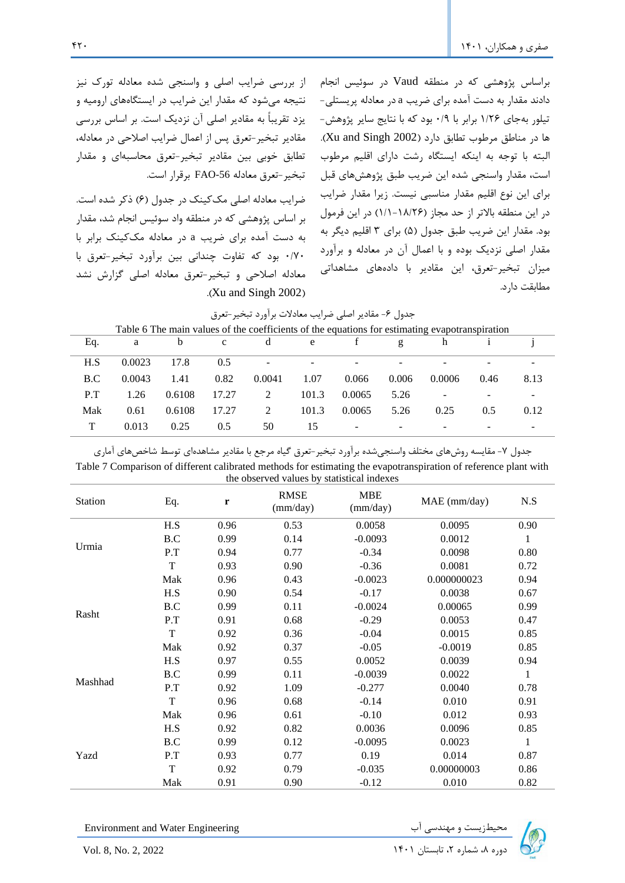براساس پژوهشی که در منطقه Vaud در سوئیس انجام دادند مقدار به دست آمده برای ضریب a در معادله پریستلی-تیلور به‌جای ۱/۲۶ برابر با ۰/۹ بود که با نتایج سایر پژوهش‌ها در مناطق مرطوب تطابق دارد (Xu and Singh 2002). البته با توجه به اینکه ایستگاه رشت دارای اقلیم مرطوب است، مقدار واسنجی شده این ضریب طبق پژوهش‌های قبل برای این نوع اقلیم مقدار مناسبی نیست. زیرا مقدار ضرایب در این منطقه بالاتر از حد مجاز (۱۸/۲۶-۱/۱) در این فرمول بود. مقدار این ضریب طبق جدول (۵) برای ۳ اقلیم دیگر به مقدار اصلی نزدیک بوده و با اعمال آن در معادله و برآورد میزان تبخیر-تعرق، این مقادیر با داده‌های مشاهداتی مطابقت دارد.

از بررسی ضرایب اصلی و واسنجی شده معادله تورک نیز نتیجه می‌شود که مقدار این ضرایب در ایستگاه‌های ارومیه و یزد تقریباً به مقادیر اصلی آن نزدیک است. بر اساس بررسی مقادیر تبخیر-تعرق پس از اعمال ضرایب اصلاحی در معادله، تطابق خوبی بین مقادیر تبخیر-تعرق محاسبه‌ای و مقدار تبخیر-تعرق معادله FAO-56 برقرار است.

ضرایب معادله اصلی مک‌کینک در جدول (۶) ذکر شده است. بر اساس پژوهشی که در منطقه واد سوئیس انجام شد، مقدار به دست آمده برای ضریب a در معادله مک‌کینک برابر با ۰/۷۰ بود که تفاوت چندانی بین برآورد تبخیر-تعرق با معادله اصلاحی و تبخیر-تعرق معادله اصلی گزارش نشد (Xu and Singh 2002).

جدول ۶- مقادیر اصلی ضرایب معادلات برآورد تبخیر-تعرق

Table 6 The main values of the coefficients of the equations for estimating evapotranspiration

| Eq. | a | b | c | d | e | f | g | h | i | j |
|---|---|---|---|---|---|---|---|---|---|---|
| H.S | 0.0023 | 17.8 | 0.5 | - | - | - | - | - | - | - |
| B.C | 0.0043 | 1.41 | 0.82 | 0.0041 | 1.07 | 0.066 | 0.006 | 0.0006 | 0.46 | 8.13 |
| P.T | 1.26 | 0.6108 | 17.27 | 2 | 101.3 | 0.0065 | 5.26 | - | - | - |
| Mak | 0.61 | 0.6108 | 17.27 | 2 | 101.3 | 0.0065 | 5.26 | 0.25 | 0.5 | 0.12 |
| T | 0.013 | 0.25 | 0.5 | 50 | 15 | - | - | - | - | - |

جدول ۷- مقایسه روش‌های مختلف واسنجی‌شده برآورد تبخیر-تعرق گیاه مرجع با مقادیر مشاهده‌ای توسط شاخص‌های آماری

Table 7 Comparison of different calibrated methods for estimating the evapotranspiration of reference plant with the observed values by statistical indexes

| Station | Eq. | r | RMSE (mm/day) | MBE (mm/day) | MAE (mm/day) | N.S |
|---|---|---|---|---|---|---|
| Urmia | H.S | 0.96 | 0.53 | 0.0058 | 0.0095 | 0.90 |
| | B.C | 0.99 | 0.14 | -0.0093 | 0.0012 | 1 |
| | P.T | 0.94 | 0.77 | -0.34 | 0.0098 | 0.80 |
| | T | 0.93 | 0.90 | -0.36 | 0.0081 | 0.72 |
| | Mak | 0.96 | 0.43 | -0.0023 | 0.000000023 | 0.94 |
| Rasht | H.S | 0.90 | 0.54 | -0.17 | 0.0038 | 0.67 |
| | B.C | 0.99 | 0.11 | -0.0024 | 0.00065 | 0.99 |
| | P.T | 0.91 | 0.68 | -0.29 | 0.0053 | 0.47 |
| | T | 0.92 | 0.36 | -0.04 | 0.0015 | 0.85 |
| | Mak | 0.92 | 0.37 | -0.05 | -0.0019 | 0.85 |
| Mashhad | H.S | 0.97 | 0.55 | 0.0052 | 0.0039 | 0.94 |
| | B.C | 0.99 | 0.11 | -0.0039 | 0.0022 | 1 |
| | P.T | 0.92 | 1.09 | -0.277 | 0.0040 | 0.78 |
| | T | 0.96 | 0.68 | -0.14 | 0.010 | 0.91 |
| | Mak | 0.96 | 0.61 | -0.10 | 0.012 | 0.93 |
| Yazd | H.S | 0.92 | 0.82 | 0.0036 | 0.0096 | 0.85 |
| | B.C | 0.99 | 0.12 | -0.0095 | 0.0023 | 1 |
| | P.T | 0.93 | 0.77 | 0.19 | 0.014 | 0.87 |
| | T | 0.92 | 0.79 | -0.035 | 0.00000003 | 0.86 |
| | Mak | 0.91 | 0.90 | -0.12 | 0.010 | 0.82 |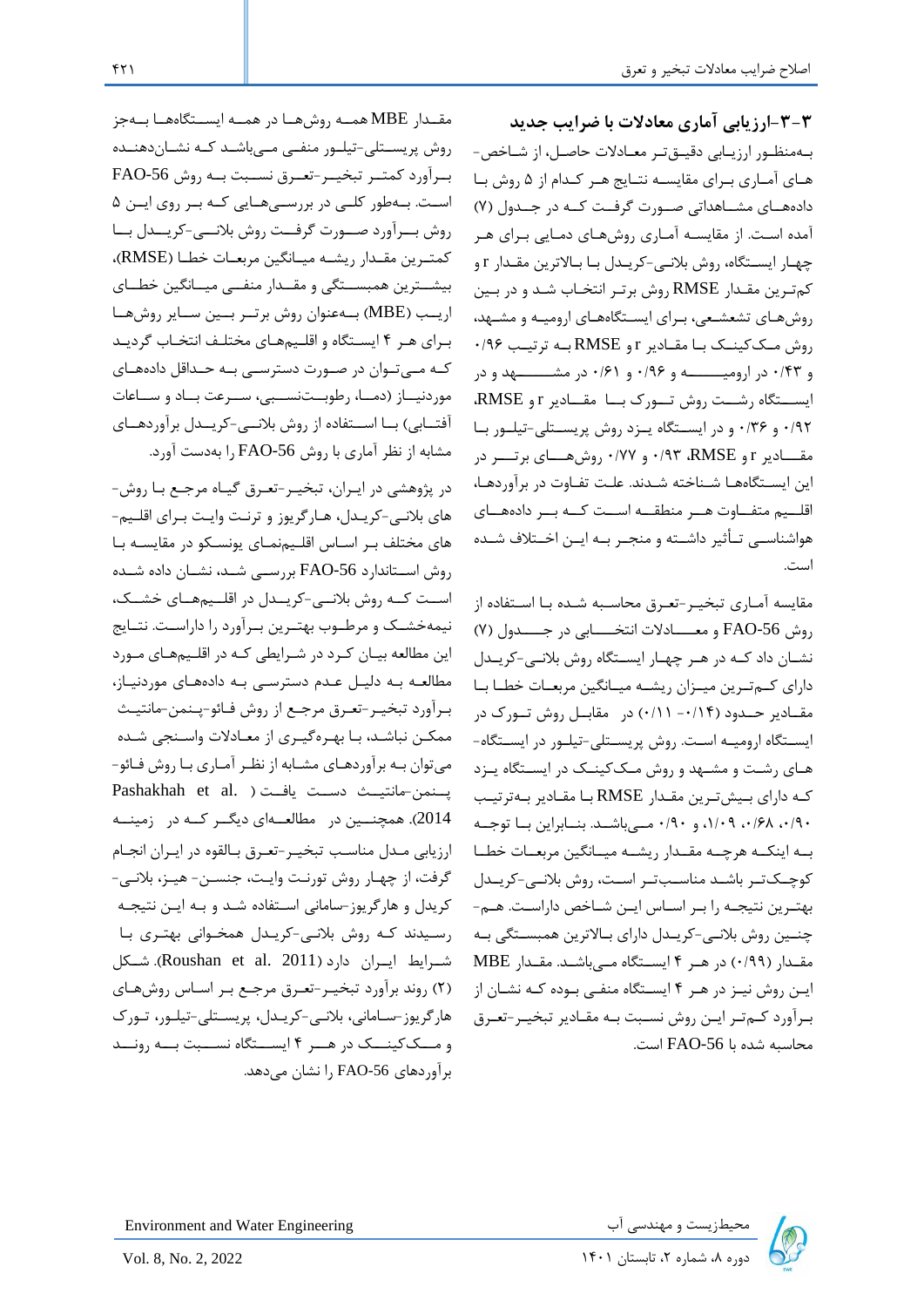## ۳-۳-ارزیابی آماری معادلات با ضرایب جدید

به‌منظور ارزیابی دقیق‌تر معادلات حاصل، از شاخص‌های آماری برای مقایسه نتایج هر کدام از ۵ روش با داده‌های مشاهداتی صورت گرفت که در جدول (۷) آمده است. از مقایسه آماری روش‌های دمایی برای هر چهار ایستگاه، روش بلانی-کریدل با بالاترین مقدار r و کم‌ترین مقدار RMSE روش برتر انتخاب شد و در بین روش‌های تشعشعی، برای ایستگاه‌های ارومیه و مشهد، روش مک‌کینک با مقادیر r و RMSE به ترتیب ۰/۹۶ و ۰/۴۳ در ارومیه و ۰/۹۶ و ۰/۶۱ در مشهد و در ایستگاه رشت روش تورک با مقادیر r و RMSE، ۰/۹۲ و ۰/۳۶ و در ایستگاه یزد روش پریستلی-تیلور با مقادیر r و RMSE، ۰/۹۳ و ۰/۷۷ روش‌های برتر در این ایستگاه‌ها شناخته شدند. علت تفاوت در برآوردها، اقلیم متفاوت هر منطقه است که بر داده‌های هواشناسی تأثیر داشته و منجر به این اختلاف شده است.

مقایسه آماری تبخیر-تعرق محاسبه شده با استفاده از روش FAO-56 و معادلات انتخابی در جدول (۷) نشان داد که در هر چهار ایستگاه روش بلانی-کریدل دارای کم‌ترین میزان ریشه میانگین مربعات خطا با مقادیر حدود (۰/۱۴- ۰/۱۱) در مقابل روش تورک در ایستگاه ارومیه است. روش پریستلی-تیلور در ایستگاه‌های رشت و مشهد و روش مک‌کینک در ایستگاه یزد که دارای بیش‌ترین مقدار RMSE با مقادیر به‌ترتیب ۰/۹۰، ۰/۶۸، ۱/۰۹، و ۰/۹۰ می‌باشد. بنابراین با توجه به اینکه هرچه مقدار ریشه میانگین مربعات خطا کوچک‌تر باشد مناسب‌تر است، روش بلانی-کریدل بهترین نتیجه را بر اساس این شاخص داراست. هم‌چنین روش بلانی-کریدل دارای بالاترین همبستگی به مقدار (۰/۹۹) در هر ۴ ایستگاه می‌باشد. مقدار MBE این روش نیز در هر ۴ ایستگاه منفی بوده که نشان از برآورد کم‌تر این روش نسبت به مقادیر تبخیر-تعرق محاسبه شده با FAO-56 است.

مقدار MBE همه روش‌ها در همه ایستگاه‌ها به‌جز روش پریستلی-تیلور منفی می‌باشد که نشان‌دهنده برآورد کمتر تبخیر-تعرق نسبت به روش FAO-56 است. به‌طور کلی در بررسی‌هایی که بر روی این ۵ روش برآورد صورت گرفت روش بلانی-کریدل با کمترین مقدار ریشه میانگین مربعات خطا (RMSE)، بیشترین همبستگی و مقدار منفی میانگین خطای اریب (MBE) به‌عنوان روش برتر بین سایر روش‌ها برای هر ۴ ایستگاه و اقلیم‌های مختلف انتخاب گردید که می‌توان در صورت دسترسی به حداقل داده‌های موردنیاز (دما، رطوبت‌نسبی، سرعت باد و ساعات آفتابی) با استفاده از روش بلانی-کریدل برآوردهای مشابه از نظر آماری با روش FAO-56 را بدست آورد.

در پژوهشی در ایران، تبخیر-تعرق گیاه مرجع با روش‌های بلانی-کریدل، هارگریوز و ترنت وایت برای اقلیم‌های مختلف بر اساس اقلیم‌نمای یونسکو در مقایسه با روش استاندارد FAO-56 بررسی شد، نشان داده شده است که روش بلانی-کریدل در اقلیم‌های خشک، نیمه‌خشک و مرطوب بهترین برآورد را داراست. نتایج این مطالعه بیان کرد در شرایطی که در اقلیم‌های مورد مطالعه به دلیل عدم دسترسی به داده‌های موردنیاز، برآورد تبخیر-تعرق مرجع از روش فائو-پنمن-مانتیث ممکن نباشد، با بهره‌گیری از معادلات واسنجی شده می‌توان به برآوردهای مشابه از نظر آماری با روش فائو-پنمن-مانتیث دست یافت (Pashakhah et al. 2014). همچنین در مطالعه‌ای دیگر که در زمینه ارزیابی مدل مناسب تبخیر-تعرق بالقوه در ایران انجام گرفت، از چهار روش تورنت وایت، جنسن- هیز، بلانی-کریدل و هارگریوز-سامانی استفاده شد و به این نتیجه رسیدند که روش بلانی-کریدل همخوانی بهتری با شرایط ایران دارد (Roushan et al. 2011). شکل (۲) روند برآورد تبخیر-تعرق مرجع بر اساس روش‌های هارگریوز-سامانی، بلانی-کریدل، پریستلی-تیلور، تورک و مک‌کینک در هر ۴ ایستگاه نسبت به روند برآوردهای FAO-56 را نشان می‌دهد.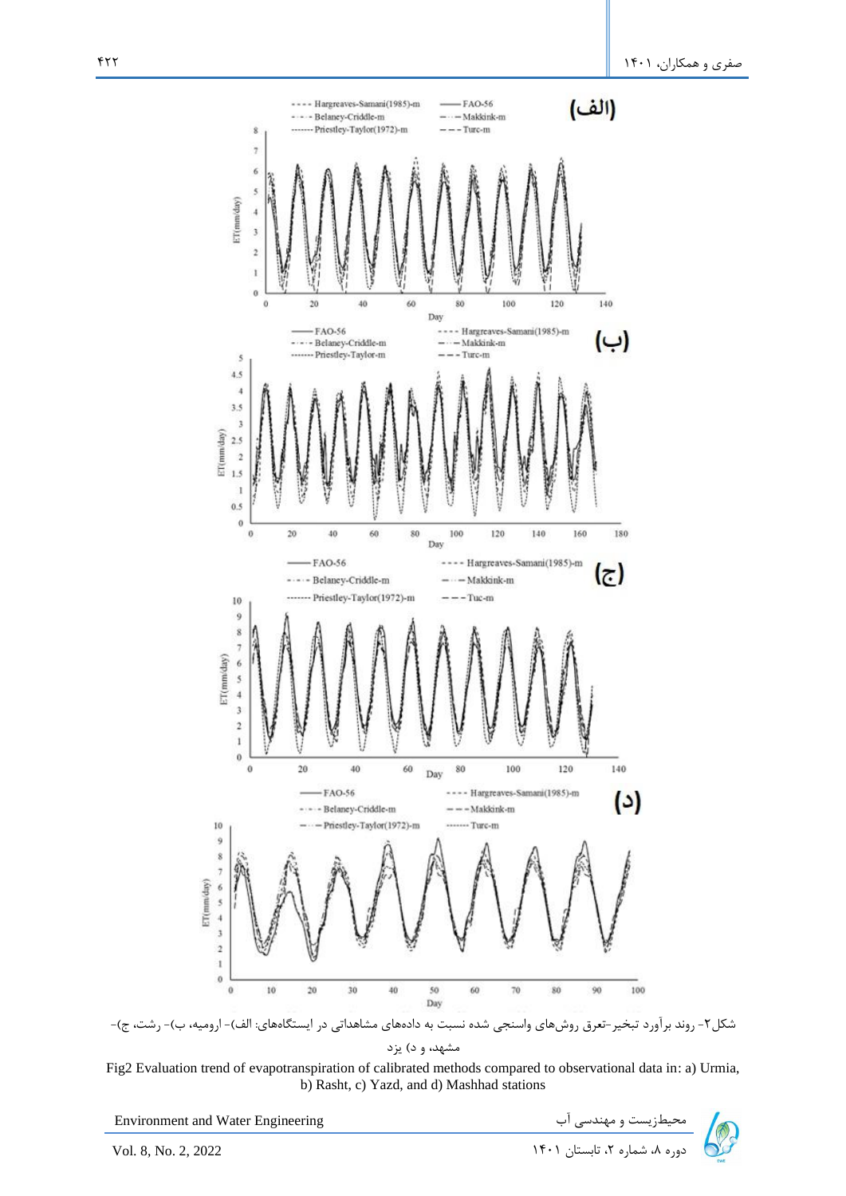(الف)

---- Hargreaves-Samani(1985)-m — FA0-56
-·-·- Belaney-Criddle-m —··— Makkink-m
------- Priestley-Taylor(1972)-m — — — Turc-m

(ب)

— FAO-56 ---- Hargreaves-Samani(1985)-m
-·-·- Belaney-Criddle-m —··— Makkink-m
------- Priestley-Taylor-m — — — Turc-m

(ج)

— FAO-56 ---- Hargreaves-Samani(1985)-m
-·-·- Belaney-Criddle-m —··— Makkink-m
------- Priestley-Taylor(1972)-m — — — Tuc-m

(د)

— FAO-56 ---- Hargreaves-Samani(1985)-m
-·-·- Belaney-Criddle-m — — — Makkink-m
—··— Priestley-Taylor(1972)-m ------- Turc-m

شکل۲- روند برآورد تبخیر-تعرق روش‌های واسنجی شده نسبت به داده‌های مشاهداتی در ایستگاه‌های: الف)- ارومیه، ب)- رشت، ج)- مشهد، و د) یزد

Fig2 Evaluation trend of evapotranspiration of calibrated methods compared to observational data in: a) Urmia, b) Rasht, c) Yazd, and d) Mashhad stations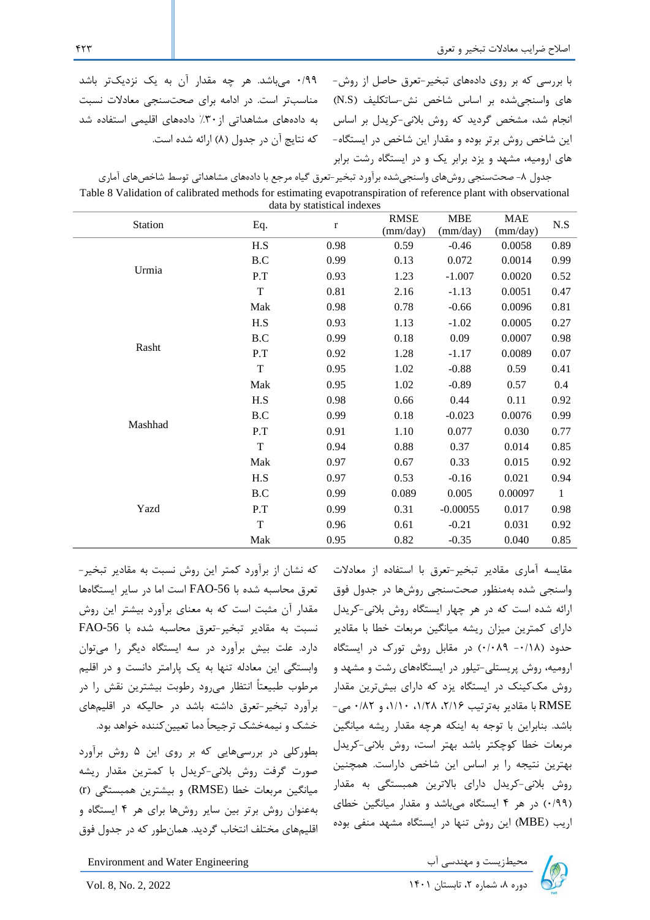با بررسی که بر روی داده‌های تبخیر-تعرق حاصل از روش-های واسنجی‌شده بر اساس شاخص نش-ساتکلیف (N.S) انجام شد، مشخص گردید که روش بلانی-کریدل بر اساس این شاخص روش برتر بوده و مقدار این شاخص در ایستگاه-های ارومیه، مشهد و یزد برابر یک و در ایستگاه رشت برابر ۰/۹۹ می‌باشد. هر چه مقدار آن به یک نزدیک‌تر باشد مناسب‌تر است. در ادامه برای صحت‌سنجی معادلات نسبت به داده‌های مشاهداتی از ۳۰٪ داده‌های اقلیمی استفاده شد که نتایج آن در جدول (۸) ارائه شده است.

جدول ۸- صحت‌سنجی روش‌های واسنجی‌شده برآورد تبخیر-تعرق گیاه مرجع با داده‌های مشاهداتی توسط شاخص‌های آماری

Table 8 Validation of calibrated methods for estimating evapotranspiration of reference plant with observational data by statistical indexes

| Station | Eq. | r | RMSE (mm/day) | MBE (mm/day) | MAE (mm/day) | N.S |
|---|---|---|---|---|---|---|
| Urmia | H.S | 0.98 | 0.59 | -0.46 | 0.0058 | 0.89 |
| | B.C | 0.99 | 0.13 | 0.072 | 0.0014 | 0.99 |
| | P.T | 0.93 | 1.23 | -1.007 | 0.0020 | 0.52 |
| | T | 0.81 | 2.16 | -1.13 | 0.0051 | 0.47 |
| | Mak | 0.98 | 0.78 | -0.66 | 0.0096 | 0.81 |
| Rasht | H.S | 0.93 | 1.13 | -1.02 | 0.0005 | 0.27 |
| | B.C | 0.99 | 0.18 | 0.09 | 0.0007 | 0.98 |
| | P.T | 0.92 | 1.28 | -1.17 | 0.0089 | 0.07 |
| | T | 0.95 | 1.02 | -0.88 | 0.59 | 0.41 |
| | Mak | 0.95 | 1.02 | -0.89 | 0.57 | 0.4 |
| Mashhad | H.S | 0.98 | 0.66 | 0.44 | 0.11 | 0.92 |
| | B.C | 0.99 | 0.18 | -0.023 | 0.0076 | 0.99 |
| | P.T | 0.91 | 1.10 | 0.077 | 0.030 | 0.77 |
| | T | 0.94 | 0.88 | 0.37 | 0.014 | 0.85 |
| | Mak | 0.97 | 0.67 | 0.33 | 0.015 | 0.92 |
| Yazd | H.S | 0.97 | 0.53 | -0.16 | 0.021 | 0.94 |
| | B.C | 0.99 | 0.089 | 0.005 | 0.00097 | 1 |
| | P.T | 0.99 | 0.31 | -0.00055 | 0.017 | 0.98 |
| | T | 0.96 | 0.61 | -0.21 | 0.031 | 0.92 |
| | Mak | 0.95 | 0.82 | -0.35 | 0.040 | 0.85 |

مقایسه آماری مقادیر تبخیر-تعرق با استفاده از معادلات واسنجی شده به‌منظور صحت‌سنجی روش‌ها در جدول فوق ارائه شده است که در هر چهار ایستگاه روش بلانی-کریدل دارای کمترین میزان ریشه میانگین مربعات خطا با مقادیر حدود (۰/۱۸- ۰/۰۸۹) در مقابل روش تورک در ایستگاه ارومیه، روش پریستلی-تیلور در ایستگاه‌های رشت و مشهد و روش مک‌کینک در ایستگاه یزد که دارای بیش‌ترین مقدار RMSE با مقادیر به‌ترتیب ۲/۱۶، ۱/۲۸، ۱/۱۰، و ۰/۸۲ می-باشد. بنابراین با توجه به اینکه هرچه مقدار ریشه میانگین مربعات خطا کوچکتر باشد بهتر است، روش بلانی-کریدل بهترین نتیجه را بر اساس این شاخص داراست. همچنین روش بلانی-کریدل دارای بالاترین همبستگی به مقدار (۰/۹۹) در هر ۴ ایستگاه می‌باشد و مقدار میانگین خطای اریب (MBE) این روش تنها در ایستگاه مشهد منفی بوده که نشان از برآورد کمتر این روش نسبت به مقادیر تبخیر-تعرق محاسبه شده با FAO-56 است اما در سایر ایستگاه‌ها مقدار آن مثبت است که به معنای برآورد بیشتر این روش نسبت به مقادیر تبخیر-تعرق محاسبه شده با FAO-56 دارد. علت بیش برآورد در سه ایستگاه دیگر را می‌توان وابستگی این معادله تنها به یک پارامتر دانست و در اقلیم مرطوب طبیعتاً انتظار می‌رود رطوبت بیشترین نقش را در برآورد تبخیر-تعرق داشته باشد در حالیکه در اقلیم‌های خشک و نیمه‌خشک ترجیحاً دما تعیین‌کننده خواهد بود.

بطورکلی در بررسی‌هایی که بر روی این ۵ روش برآورد صورت گرفت روش بلانی-کریدل با کمترین مقدار ریشه میانگین مربعات خطا (RMSE) و بیشترین همبستگی (r) به‌عنوان روش برتر بین سایر روش‌ها برای هر ۴ ایستگاه و اقلیم‌های مختلف انتخاب گردید. همان‌طور که در جدول فوق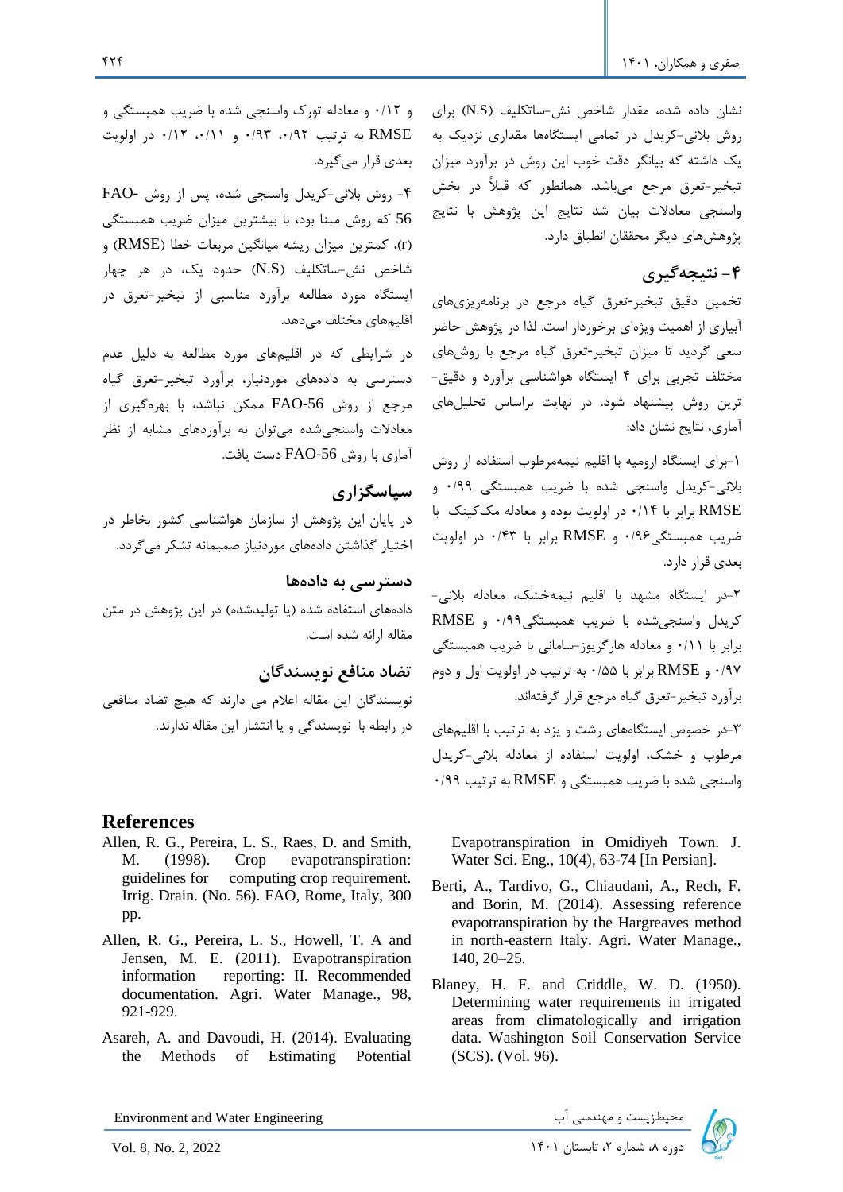نشان داده شده، مقدار شاخص نش-ساتکلیف (N.S) برای روش بلانی-کریدل در تمامی ایستگاه‌ها مقداری نزدیک به یک داشته که بیانگر دقت خوب این روش در برآورد میزان تبخیر-تعرق مرجع می‌باشد. همانطور که قبلاً در بخش واسنجی معادلات بیان شد نتایج این پژوهش با نتایج پژوهش‌های دیگر محققان انطباق دارد.

## ۴- نتیجه‌گیری

تخمین دقیق تبخیر-تعرق گیاه مرجع در برنامه‌ریزی‌های آبیاری از اهمیت ویژه‌ای برخوردار است. لذا در پژوهش حاضر سعی گردید تا میزان تبخیر-تعرق گیاه مرجع با روش‌های مختلف تجربی برای ۴ ایستگاه هواشناسی برآورد و دقیق‌ترین روش پیشنهاد شود. در نهایت براساس تحلیل‌های آماری، نتایج نشان داد:

۱-برای ایستگاه ارومیه با اقلیم نیمه‌مرطوب استفاده از روش بلانی-کریدل واسنجی شده با ضریب همبستگی ۰/۹۹ و RMSE برابر با ۰/۱۴ در اولویت بوده و معادله مک‌کینک با ضریب همبستگی‌۰/۹۶ و RMSE برابر با ۰/۴۳ در اولویت بعدی قرار دارد.

۲-در ایستگاه مشهد با اقلیم نیمه‌خشک، معادله بلانی-کریدل واسنجی‌شده با ضریب همبستگی‌۰/۹۹ و RMSE برابر با ۰/۱۱ و معادله هارگریوز-سامانی با ضریب همبستگی ۰/۹۷ و RMSE برابر با ۰/۵۵ به ترتیب در اولویت اول و دوم برآورد تبخیر-تعرق گیاه مرجع قرار گرفته‌اند.

۳-در خصوص ایستگاه‌های رشت و یزد به ترتیب با اقلیم‌های مرطوب و خشک، اولویت استفاده از معادله بلانی-کریدل واسنجی شده با ضریب همبستگی و RMSE به ترتیب ۰/۹۹ و ۰/۱۲ و معادله تورک واسنجی شده با ضریب همبستگی و RMSE به ترتیب ۰/۹۲، ۰/۹۳ و ۰/۱۱، ۰/۱۲ در اولویت بعدی قرار می‌گیرد.

۴- روش بلانی-کریدل واسنجی شده، پس از روش FAO-56 که روش مبنا بود، با بیشترین میزان ضریب همبستگی (r)، کمترین میزان ریشه میانگین مربعات خطا (RMSE) و شاخص نش-ساتکلیف (N.S) حدود یک، در هر چهار ایستگاه مورد مطالعه برآورد مناسبی از تبخیر-تعرق در اقلیم‌های مختلف می‌دهد.

در شرایطی که در اقلیم‌های مورد مطالعه به دلیل عدم دسترسی به داده‌های موردنیاز، برآورد تبخیر-تعرق گیاه مرجع از روش FAO-56 ممکن نباشد، با بهره‌گیری از معادلات واسنجی‌شده می‌توان به برآوردهای مشابه از نظر آماری با روش FAO-56 دست یافت.

## سپاسگزاری

در پایان این پژوهش از سازمان هواشناسی کشور بخاطر در اختیار گذاشتن داده‌های موردنیاز صمیمانه تشکر می‌گردد.

## دسترسی به داده‌ها

داده‌های استفاده شده (یا تولیدشده) در این پژوهش در متن مقاله ارائه شده است.

## تضاد منافع نویسندگان

نویسندگان این مقاله اعلام می دارند که هیچ تضاد منافعی در رابطه با نویسندگی و یا انتشار این مقاله ندارند.

## References

Allen, R. G., Pereira, L. S., Raes, D. and Smith, M. (1998). Crop evapotranspiration: guidelines for computing crop requirement. Irrig. Drain. (No. 56). FAO, Rome, Italy, 300 pp.

Allen, R. G., Pereira, L. S., Howell, T. A and Jensen, M. E. (2011). Evapotranspiration information reporting: II. Recommended documentation. Agri. Water Manage., 98, 921-929.

Asareh, A. and Davoudi, H. (2014). Evaluating the Methods of Estimating Potential Evapotranspiration in Omidiyeh Town. J. Water Sci. Eng., 10(4), 63-74 [In Persian].

Berti, A., Tardivo, G., Chiaudani, A., Rech, F. and Borin, M. (2014). Assessing reference evapotranspiration by the Hargreaves method in north-eastern Italy. Agri. Water Manage., 140, 20–25.

Blaney, H. F. and Criddle, W. D. (1950). Determining water requirements in irrigated areas from climatologically and irrigation data. Washington Soil Conservation Service (SCS). (Vol. 96).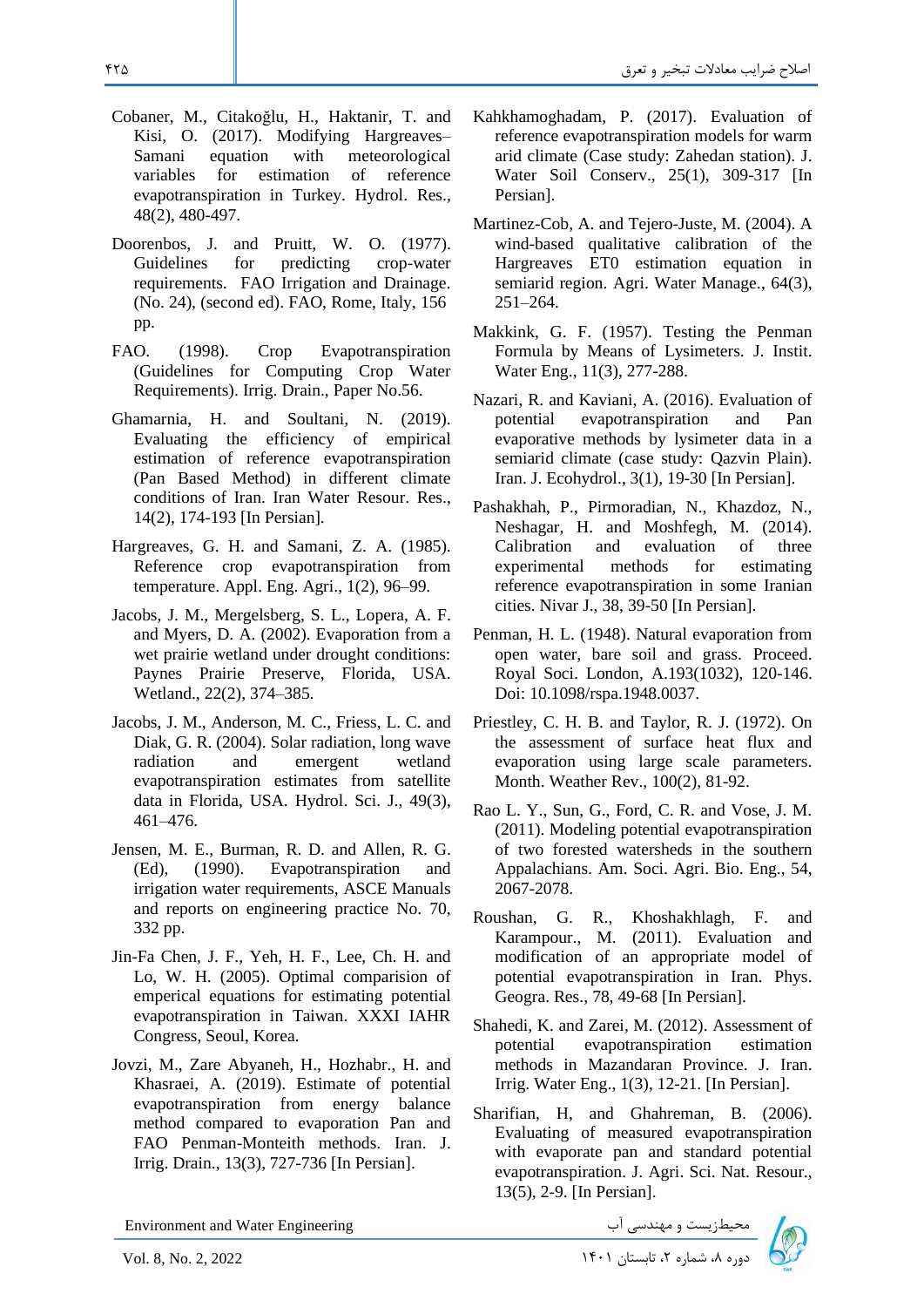Cobaner, M., Citakoğlu, H., Haktanir, T. and Kisi, O. (2017). Modifying Hargreaves–Samani equation with meteorological variables for estimation of reference evapotranspiration in Turkey. Hydrol. Res., 48(2), 480-497.

Doorenbos, J. and Pruitt, W. O. (1977). Guidelines for predicting crop-water requirements. FAO Irrigation and Drainage. (No. 24), (second ed). FAO, Rome, Italy, 156 pp.

FAO. (1998). Crop Evapotranspiration (Guidelines for Computing Crop Water Requirements). Irrig. Drain., Paper No.56.

Ghamarnia, H. and Soultani, N. (2019). Evaluating the efficiency of empirical estimation of reference evapotranspiration (Pan Based Method) in different climate conditions of Iran. Iran Water Resour. Res., 14(2), 174-193 [In Persian].

Hargreaves, G. H. and Samani, Z. A. (1985). Reference crop evapotranspiration from temperature. Appl. Eng. Agri., 1(2), 96–99.

Jacobs, J. M., Mergelsberg, S. L., Lopera, A. F. and Myers, D. A. (2002). Evaporation from a wet prairie wetland under drought conditions: Paynes Prairie Preserve, Florida, USA. Wetland., 22(2), 374–385.

Jacobs, J. M., Anderson, M. C., Friess, L. C. and Diak, G. R. (2004). Solar radiation, long wave radiation and emergent wetland evapotranspiration estimates from satellite data in Florida, USA. Hydrol. Sci. J., 49(3), 461–476.

Jensen, M. E., Burman, R. D. and Allen, R. G. (Ed), (1990). Evapotranspiration and irrigation water requirements, ASCE Manuals and reports on engineering practice No. 70, 332 pp.

Jin-Fa Chen, J. F., Yeh, H. F., Lee, Ch. H. and Lo, W. H. (2005). Optimal comparision of emperical equations for estimating potential evapotranspiration in Taiwan. XXXI IAHR Congress, Seoul, Korea.

Jovzi, M., Zare Abyaneh, H., Hozhabr., H. and Khasraei, A. (2019). Estimate of potential evapotranspiration from energy balance method compared to evaporation Pan and FAO Penman-Monteith methods. Iran. J. Irrig. Drain., 13(3), 727-736 [In Persian].

Kahkhamoghadam, P. (2017). Evaluation of reference evapotranspiration models for warm arid climate (Case study: Zahedan station). J. Water Soil Conserv., 25(1), 309-317 [In Persian].

Martinez-Cob, A. and Tejero-Juste, M. (2004). A wind-based qualitative calibration of the Hargreaves ET0 estimation equation in semiarid region. Agri. Water Manage., 64(3), 251–264.

Makkink, G. F. (1957). Testing the Penman Formula by Means of Lysimeters. J. Instit. Water Eng., 11(3), 277-288.

Nazari, R. and Kaviani, A. (2016). Evaluation of potential evapotranspiration and Pan evaporative methods by lysimeter data in a semiarid climate (case study: Qazvin Plain). Iran. J. Ecohydrol., 3(1), 19-30 [In Persian].

Pashakhah, P., Pirmoradian, N., Khazdoz, N., Neshagar, H. and Moshfegh, M. (2014). Calibration and evaluation of three experimental methods for estimating reference evapotranspiration in some Iranian cities. Nivar J., 38, 39-50 [In Persian].

Penman, H. L. (1948). Natural evaporation from open water, bare soil and grass. Proceed. Royal Soci. London, A.193(1032), 120-146. Doi: 10.1098/rspa.1948.0037.

Priestley, C. H. B. and Taylor, R. J. (1972). On the assessment of surface heat flux and evaporation using large scale parameters. Month. Weather Rev., 100(2), 81-92.

Rao L. Y., Sun, G., Ford, C. R. and Vose, J. M. (2011). Modeling potential evapotranspiration of two forested watersheds in the southern Appalachians. Am. Soci. Agri. Bio. Eng., 54, 2067-2078.

Roushan, G. R., Khoshakhlagh, F. and Karampour., M. (2011). Evaluation and modification of an appropriate model of potential evapotranspiration in Iran. Phys. Geogra. Res., 78, 49-68 [In Persian].

Shahedi, K. and Zarei, M. (2012). Assessment of potential evapotranspiration estimation methods in Mazandaran Province. J. Iran. Irrig. Water Eng., 1(3), 12-21. [In Persian].

Sharifian, H, and Ghahreman, B. (2006). Evaluating of measured evapotranspiration with evaporate pan and standard potential evapotranspiration. J. Agri. Sci. Nat. Resour., 13(5), 2-9. [In Persian].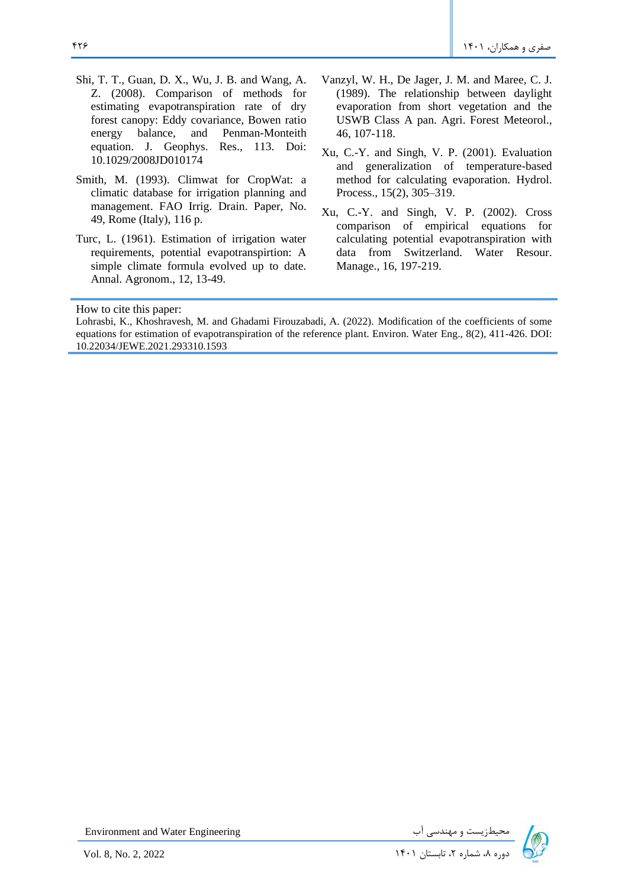Shi, T. T., Guan, D. X., Wu, J. B. and Wang, A. Z. (2008). Comparison of methods for estimating evapotranspiration rate of dry forest canopy: Eddy covariance, Bowen ratio energy balance, and Penman-Monteith equation. J. Geophys. Res., 113. Doi: 10.1029/2008JD010174

Smith, M. (1993). Climwat for CropWat: a climatic database for irrigation planning and management. FAO Irrig. Drain. Paper, No. 49, Rome (Italy), 116 p.

Turc, L. (1961). Estimation of irrigation water requirements, potential evapotranspirtion: A simple climate formula evolved up to date. Annal. Agronom., 12, 13-49.

Vanzyl, W. H., De Jager, J. M. and Maree, C. J. (1989). The relationship between daylight evaporation from short vegetation and the USWB Class A pan. Agri. Forest Meteorol., 46, 107-118.

Xu, C.-Y. and Singh, V. P. (2001). Evaluation and generalization of temperature-based method for calculating evaporation. Hydrol. Process., 15(2), 305–319.

Xu, C.-Y. and Singh, V. P. (2002). Cross comparison of empirical equations for calculating potential evapotranspiration with data from Switzerland. Water Resour. Manage., 16, 197-219.

How to cite this paper:

Lohrasbi, K., Khoshravesh, M. and Ghadami Firouzabadi, A. (2022). Modification of the coefficients of some equations for estimation of evapotranspiration of the reference plant. Environ. Water Eng., 8(2), 411-426. DOI: 10.22034/JEWE.2021.293310.1593